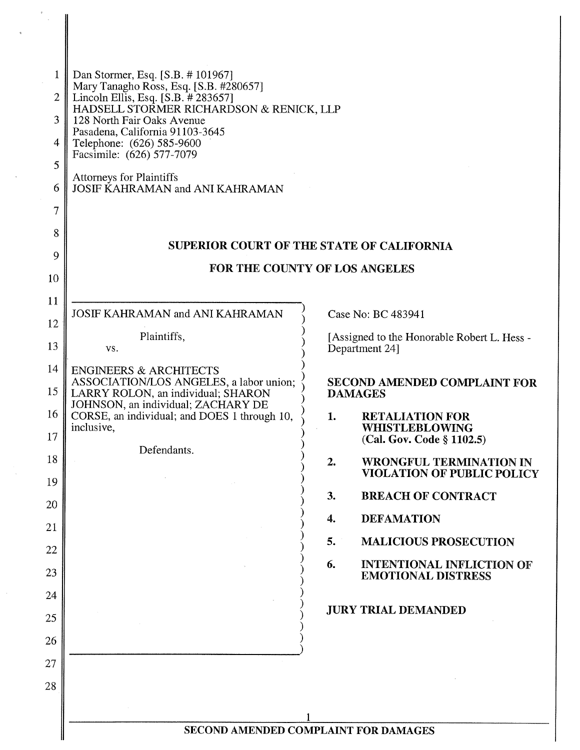Dan Stormer, Esq. [S.B. # 101967]
Mary Tanagho Ross, Esq. [S.B. #280657]
Lincoln Ellis, Esq. [S.B. # 283657]
HADSELL STORMER RICHARDSON & RENICK, LLP
128 North Fair Oaks Avenue
Pasadena, California 91103-3645
Telephone: (626) 585-9600
Facsimile: (626) 577-7079

Attorneys for Plaintiffs
JOSIF KAHRAMAN and ANI KAHRAMAN

## SUPERIOR COURT OF THE STATE OF CALIFORNIA

## FOR THE COUNTY OF LOS ANGELES

JOSIF KAHRAMAN and ANI KAHRAMAN

Plaintiffs,

vs.

ENGINEERS & ARCHITECTS ASSOCIATION/LOS ANGELES, a labor union; LARRY ROLON, an individual; SHARON JOHNSON, an individual; ZACHARY DE CORSE, an individual; and DOES 1 through 10, inclusive,

Defendants.

Case No: BC 483941

[Assigned to the Honorable Robert L. Hess - Department 24]

**SECOND AMENDED COMPLAINT FOR DAMAGES**

1. **RETALIATION FOR WHISTLEBLOWING (Cal. Gov. Code § 1102.5)**
2. **WRONGFUL TERMINATION IN VIOLATION OF PUBLIC POLICY**
3. **BREACH OF CONTRACT**
4. **DEFAMATION**
5. **MALICIOUS PROSECUTION**
6. **INTENTIONAL INFLICTION OF EMOTIONAL DISTRESS**

**JURY TRIAL DEMANDED**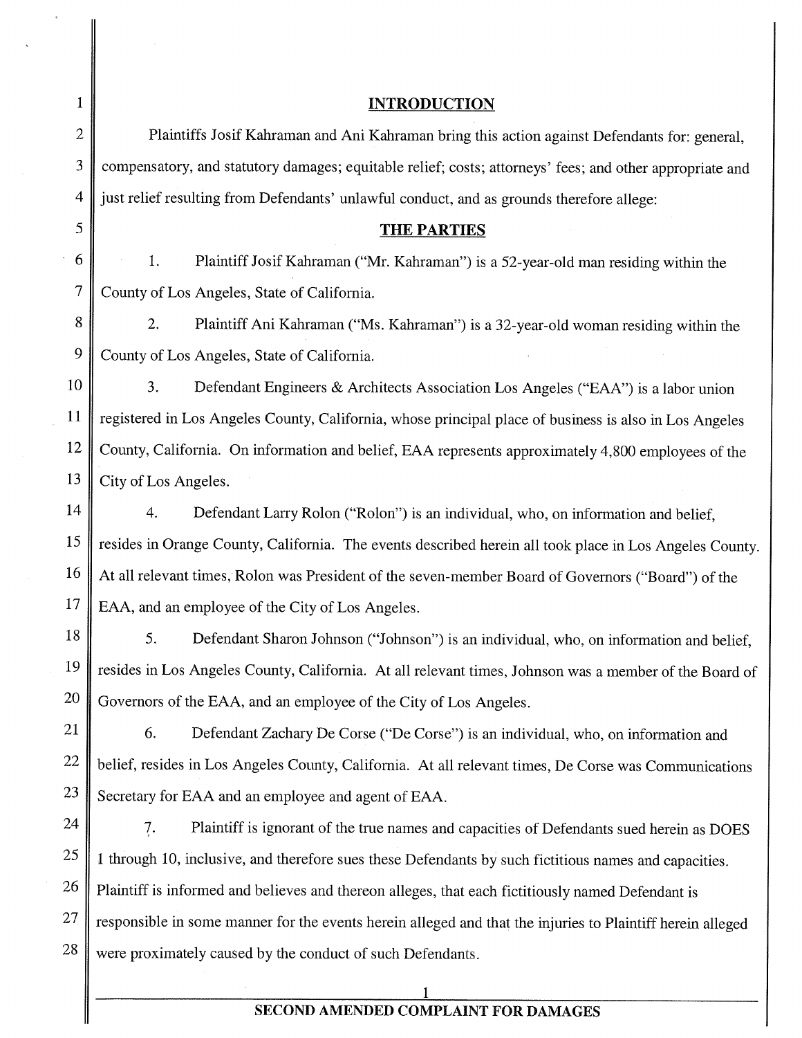## INTRODUCTION

Plaintiffs Josif Kahraman and Ani Kahraman bring this action against Defendants for: general, compensatory, and statutory damages; equitable relief; costs; attorneys' fees; and other appropriate and just relief resulting from Defendants' unlawful conduct, and as grounds therefore allege:

## THE PARTIES

1. Plaintiff Josif Kahraman ("Mr. Kahraman") is a 52-year-old man residing within the County of Los Angeles, State of California.

2. Plaintiff Ani Kahraman ("Ms. Kahraman") is a 32-year-old woman residing within the County of Los Angeles, State of California.

3. Defendant Engineers & Architects Association Los Angeles ("EAA") is a labor union registered in Los Angeles County, California, whose principal place of business is also in Los Angeles County, California. On information and belief, EAA represents approximately 4,800 employees of the City of Los Angeles.

4. Defendant Larry Rolon ("Rolon") is an individual, who, on information and belief, resides in Orange County, California. The events described herein all took place in Los Angeles County. At all relevant times, Rolon was President of the seven-member Board of Governors ("Board") of the EAA, and an employee of the City of Los Angeles.

5. Defendant Sharon Johnson ("Johnson") is an individual, who, on information and belief, resides in Los Angeles County, California. At all relevant times, Johnson was a member of the Board of Governors of the EAA, and an employee of the City of Los Angeles.

6. Defendant Zachary De Corse ("De Corse") is an individual, who, on information and belief, resides in Los Angeles County, California. At all relevant times, De Corse was Communications Secretary for EAA and an employee and agent of EAA.

7. Plaintiff is ignorant of the true names and capacities of Defendants sued herein as DOES 1 through 10, inclusive, and therefore sues these Defendants by such fictitious names and capacities. Plaintiff is informed and believes and thereon alleges, that each fictitiously named Defendant is responsible in some manner for the events herein alleged and that the injuries to Plaintiff herein alleged were proximately caused by the conduct of such Defendants.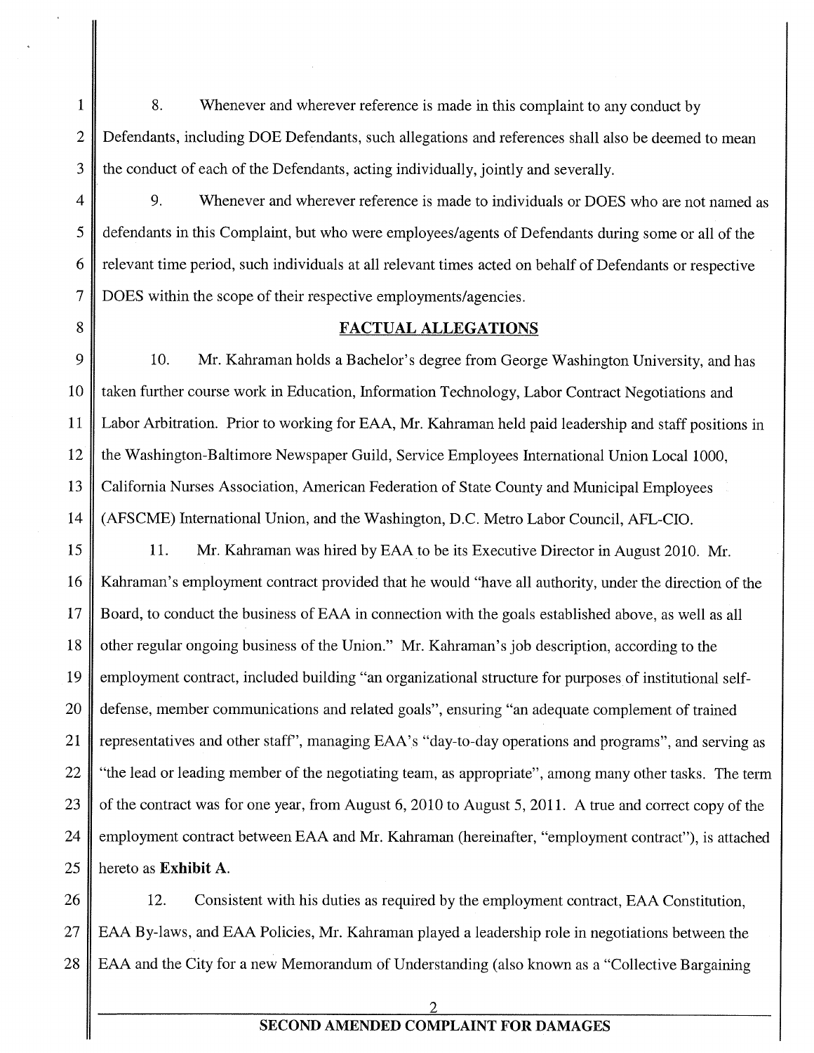8. Whenever and wherever reference is made in this complaint to any conduct by Defendants, including DOE Defendants, such allegations and references shall also be deemed to mean the conduct of each of the Defendants, acting individually, jointly and severally.

9. Whenever and wherever reference is made to individuals or DOES who are not named as defendants in this Complaint, but who were employees/agents of Defendants during some or all of the relevant time period, such individuals at all relevant times acted on behalf of Defendants or respective DOES within the scope of their respective employments/agencies.

## FACTUAL ALLEGATIONS

10. Mr. Kahraman holds a Bachelor's degree from George Washington University, and has taken further course work in Education, Information Technology, Labor Contract Negotiations and Labor Arbitration. Prior to working for EAA, Mr. Kahraman held paid leadership and staff positions in the Washington-Baltimore Newspaper Guild, Service Employees International Union Local 1000, California Nurses Association, American Federation of State County and Municipal Employees (AFSCME) International Union, and the Washington, D.C. Metro Labor Council, AFL-CIO.

11. Mr. Kahraman was hired by EAA to be its Executive Director in August 2010. Mr. Kahraman's employment contract provided that he would "have all authority, under the direction of the Board, to conduct the business of EAA in connection with the goals established above, as well as all other regular ongoing business of the Union." Mr. Kahraman's job description, according to the employment contract, included building "an organizational structure for purposes of institutional self-defense, member communications and related goals", ensuring "an adequate complement of trained representatives and other staff", managing EAA's "day-to-day operations and programs", and serving as "the lead or leading member of the negotiating team, as appropriate", among many other tasks. The term of the contract was for one year, from August 6, 2010 to August 5, 2011. A true and correct copy of the employment contract between EAA and Mr. Kahraman (hereinafter, "employment contract"), is attached hereto as **Exhibit A**.

12. Consistent with his duties as required by the employment contract, EAA Constitution, EAA By-laws, and EAA Policies, Mr. Kahraman played a leadership role in negotiations between the EAA and the City for a new Memorandum of Understanding (also known as a "Collective Bargaining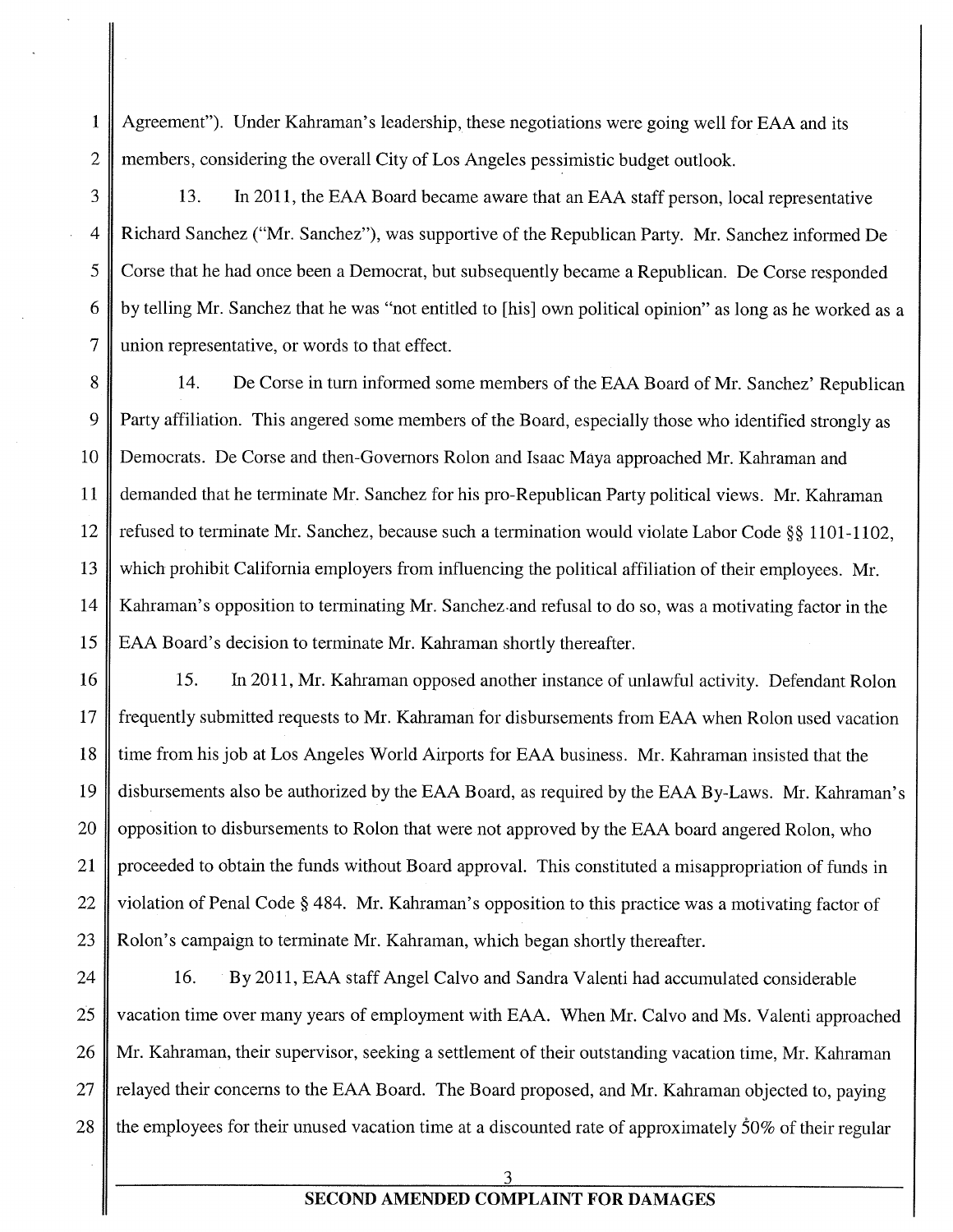Agreement"). Under Kahraman's leadership, these negotiations were going well for EAA and its members, considering the overall City of Los Angeles pessimistic budget outlook.

13. In 2011, the EAA Board became aware that an EAA staff person, local representative Richard Sanchez ("Mr. Sanchez"), was supportive of the Republican Party. Mr. Sanchez informed De Corse that he had once been a Democrat, but subsequently became a Republican. De Corse responded by telling Mr. Sanchez that he was "not entitled to [his] own political opinion" as long as he worked as a union representative, or words to that effect.

14. De Corse in turn informed some members of the EAA Board of Mr. Sanchez' Republican Party affiliation. This angered some members of the Board, especially those who identified strongly as Democrats. De Corse and then-Governors Rolon and Isaac Maya approached Mr. Kahraman and demanded that he terminate Mr. Sanchez for his pro-Republican Party political views. Mr. Kahraman refused to terminate Mr. Sanchez, because such a termination would violate Labor Code §§ 1101-1102, which prohibit California employers from influencing the political affiliation of their employees. Mr. Kahraman's opposition to terminating Mr. Sanchez and refusal to do so, was a motivating factor in the EAA Board's decision to terminate Mr. Kahraman shortly thereafter.

15. In 2011, Mr. Kahraman opposed another instance of unlawful activity. Defendant Rolon frequently submitted requests to Mr. Kahraman for disbursements from EAA when Rolon used vacation time from his job at Los Angeles World Airports for EAA business. Mr. Kahraman insisted that the disbursements also be authorized by the EAA Board, as required by the EAA By-Laws. Mr. Kahraman's opposition to disbursements to Rolon that were not approved by the EAA board angered Rolon, who proceeded to obtain the funds without Board approval. This constituted a misappropriation of funds in violation of Penal Code § 484. Mr. Kahraman's opposition to this practice was a motivating factor of Rolon's campaign to terminate Mr. Kahraman, which began shortly thereafter.

16. By 2011, EAA staff Angel Calvo and Sandra Valenti had accumulated considerable vacation time over many years of employment with EAA. When Mr. Calvo and Ms. Valenti approached Mr. Kahraman, their supervisor, seeking a settlement of their outstanding vacation time, Mr. Kahraman relayed their concerns to the EAA Board. The Board proposed, and Mr. Kahraman objected to, paying the employees for their unused vacation time at a discounted rate of approximately 50% of their regular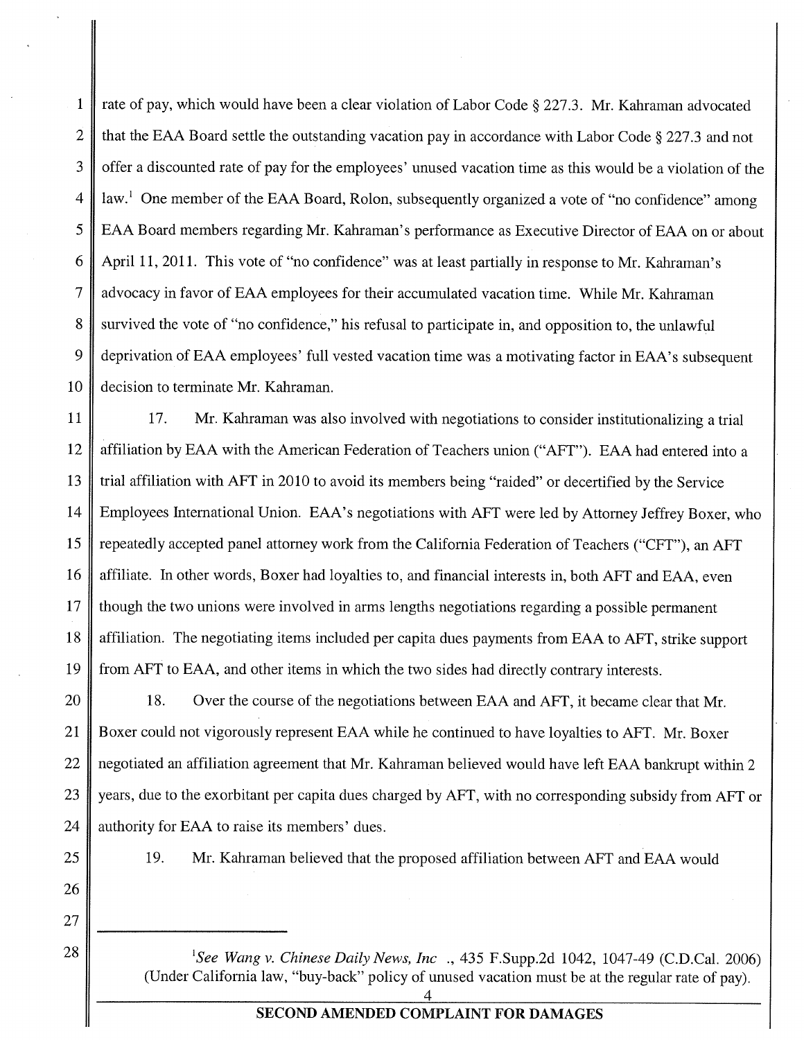rate of pay, which would have been a clear violation of Labor Code § 227.3. Mr. Kahraman advocated that the EAA Board settle the outstanding vacation pay in accordance with Labor Code § 227.3 and not offer a discounted rate of pay for the employees' unused vacation time as this would be a violation of the law.[1] One member of the EAA Board, Rolon, subsequently organized a vote of "no confidence" among EAA Board members regarding Mr. Kahraman's performance as Executive Director of EAA on or about April 11, 2011. This vote of "no confidence" was at least partially in response to Mr. Kahraman's advocacy in favor of EAA employees for their accumulated vacation time. While Mr. Kahraman survived the vote of "no confidence," his refusal to participate in, and opposition to, the unlawful deprivation of EAA employees' full vested vacation time was a motivating factor in EAA's subsequent decision to terminate Mr. Kahraman.

17. Mr. Kahraman was also involved with negotiations to consider institutionalizing a trial affiliation by EAA with the American Federation of Teachers union ("AFT"). EAA had entered into a trial affiliation with AFT in 2010 to avoid its members being "raided" or decertified by the Service Employees International Union. EAA's negotiations with AFT were led by Attorney Jeffrey Boxer, who repeatedly accepted panel attorney work from the California Federation of Teachers ("CFT"), an AFT affiliate. In other words, Boxer had loyalties to, and financial interests in, both AFT and EAA, even though the two unions were involved in arms lengths negotiations regarding a possible permanent affiliation. The negotiating items included per capita dues payments from EAA to AFT, strike support from AFT to EAA, and other items in which the two sides had directly contrary interests.

18. Over the course of the negotiations between EAA and AFT, it became clear that Mr. Boxer could not vigorously represent EAA while he continued to have loyalties to AFT. Mr. Boxer negotiated an affiliation agreement that Mr. Kahraman believed would have left EAA bankrupt within 2 years, due to the exorbitant per capita dues charged by AFT, with no corresponding subsidy from AFT or authority for EAA to raise its members' dues.

19. Mr. Kahraman believed that the proposed affiliation between AFT and EAA would

---

[1] *See Wang v. Chinese Daily News, Inc* ., 435 F.Supp.2d 1042, 1047-49 (C.D.Cal. 2006) (Under California law, "buy-back" policy of unused vacation must be at the regular rate of pay).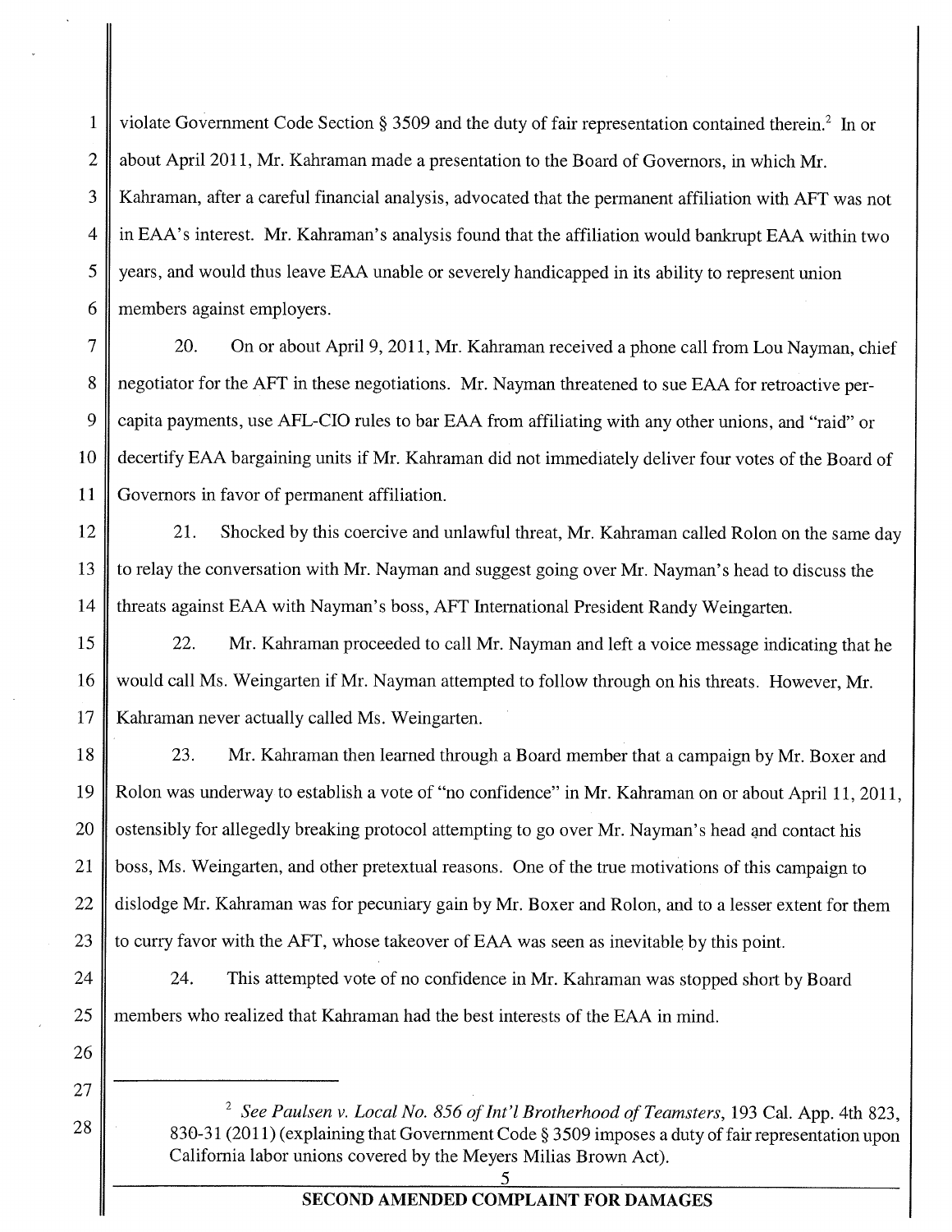violate Government Code Section § 3509 and the duty of fair representation contained therein.[2] In or about April 2011, Mr. Kahraman made a presentation to the Board of Governors, in which Mr. Kahraman, after a careful financial analysis, advocated that the permanent affiliation with AFT was not in EAA's interest. Mr. Kahraman's analysis found that the affiliation would bankrupt EAA within two years, and would thus leave EAA unable or severely handicapped in its ability to represent union members against employers.

20. On or about April 9, 2011, Mr. Kahraman received a phone call from Lou Nayman, chief negotiator for the AFT in these negotiations. Mr. Nayman threatened to sue EAA for retroactive per-capita payments, use AFL-CIO rules to bar EAA from affiliating with any other unions, and "raid" or decertify EAA bargaining units if Mr. Kahraman did not immediately deliver four votes of the Board of Governors in favor of permanent affiliation.

21. Shocked by this coercive and unlawful threat, Mr. Kahraman called Rolon on the same day to relay the conversation with Mr. Nayman and suggest going over Mr. Nayman's head to discuss the threats against EAA with Nayman's boss, AFT International President Randy Weingarten.

22. Mr. Kahraman proceeded to call Mr. Nayman and left a voice message indicating that he would call Ms. Weingarten if Mr. Nayman attempted to follow through on his threats. However, Mr. Kahraman never actually called Ms. Weingarten.

23. Mr. Kahraman then learned through a Board member that a campaign by Mr. Boxer and Rolon was underway to establish a vote of "no confidence" in Mr. Kahraman on or about April 11, 2011, ostensibly for allegedly breaking protocol attempting to go over Mr. Nayman's head and contact his boss, Ms. Weingarten, and other pretextual reasons. One of the true motivations of this campaign to dislodge Mr. Kahraman was for pecuniary gain by Mr. Boxer and Rolon, and to a lesser extent for them to curry favor with the AFT, whose takeover of EAA was seen as inevitable by this point.

24. This attempted vote of no confidence in Mr. Kahraman was stopped short by Board members who realized that Kahraman had the best interests of the EAA in mind.

---

[2] *See Paulsen v. Local No. 856 of Int'l Brotherhood of Teamsters*, 193 Cal. App. 4th 823, 830-31 (2011) (explaining that Government Code § 3509 imposes a duty of fair representation upon California labor unions covered by the Meyers Milias Brown Act).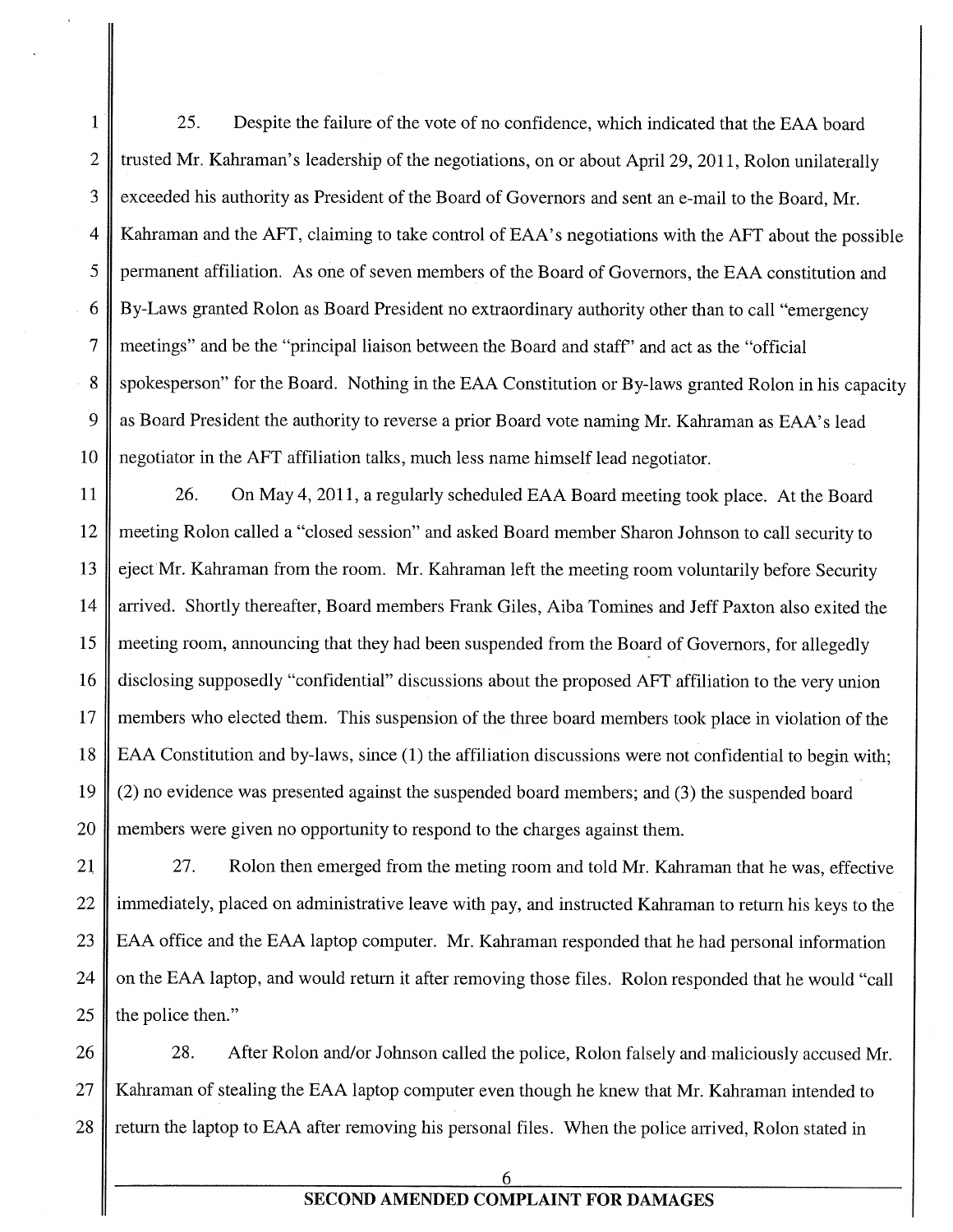25. Despite the failure of the vote of no confidence, which indicated that the EAA board trusted Mr. Kahraman's leadership of the negotiations, on or about April 29, 2011, Rolon unilaterally exceeded his authority as President of the Board of Governors and sent an e-mail to the Board, Mr. Kahraman and the AFT, claiming to take control of EAA's negotiations with the AFT about the possible permanent affiliation. As one of seven members of the Board of Governors, the EAA constitution and By-Laws granted Rolon as Board President no extraordinary authority other than to call "emergency meetings" and be the "principal liaison between the Board and staff" and act as the "official spokesperson" for the Board. Nothing in the EAA Constitution or By-laws granted Rolon in his capacity as Board President the authority to reverse a prior Board vote naming Mr. Kahraman as EAA's lead negotiator in the AFT affiliation talks, much less name himself lead negotiator.

26. On May 4, 2011, a regularly scheduled EAA Board meeting took place. At the Board meeting Rolon called a "closed session" and asked Board member Sharon Johnson to call security to eject Mr. Kahraman from the room. Mr. Kahraman left the meeting room voluntarily before Security arrived. Shortly thereafter, Board members Frank Giles, Aiba Tomines and Jeff Paxton also exited the meeting room, announcing that they had been suspended from the Board of Governors, for allegedly disclosing supposedly "confidential" discussions about the proposed AFT affiliation to the very union members who elected them. This suspension of the three board members took place in violation of the EAA Constitution and by-laws, since (1) the affiliation discussions were not confidential to begin with; (2) no evidence was presented against the suspended board members; and (3) the suspended board members were given no opportunity to respond to the charges against them.

27. Rolon then emerged from the meting room and told Mr. Kahraman that he was, effective immediately, placed on administrative leave with pay, and instructed Kahraman to return his keys to the EAA office and the EAA laptop computer. Mr. Kahraman responded that he had personal information on the EAA laptop, and would return it after removing those files. Rolon responded that he would "call the police then."

28. After Rolon and/or Johnson called the police, Rolon falsely and maliciously accused Mr. Kahraman of stealing the EAA laptop computer even though he knew that Mr. Kahraman intended to return the laptop to EAA after removing his personal files. When the police arrived, Rolon stated in

**SECOND AMENDED COMPLAINT FOR DAMAGES**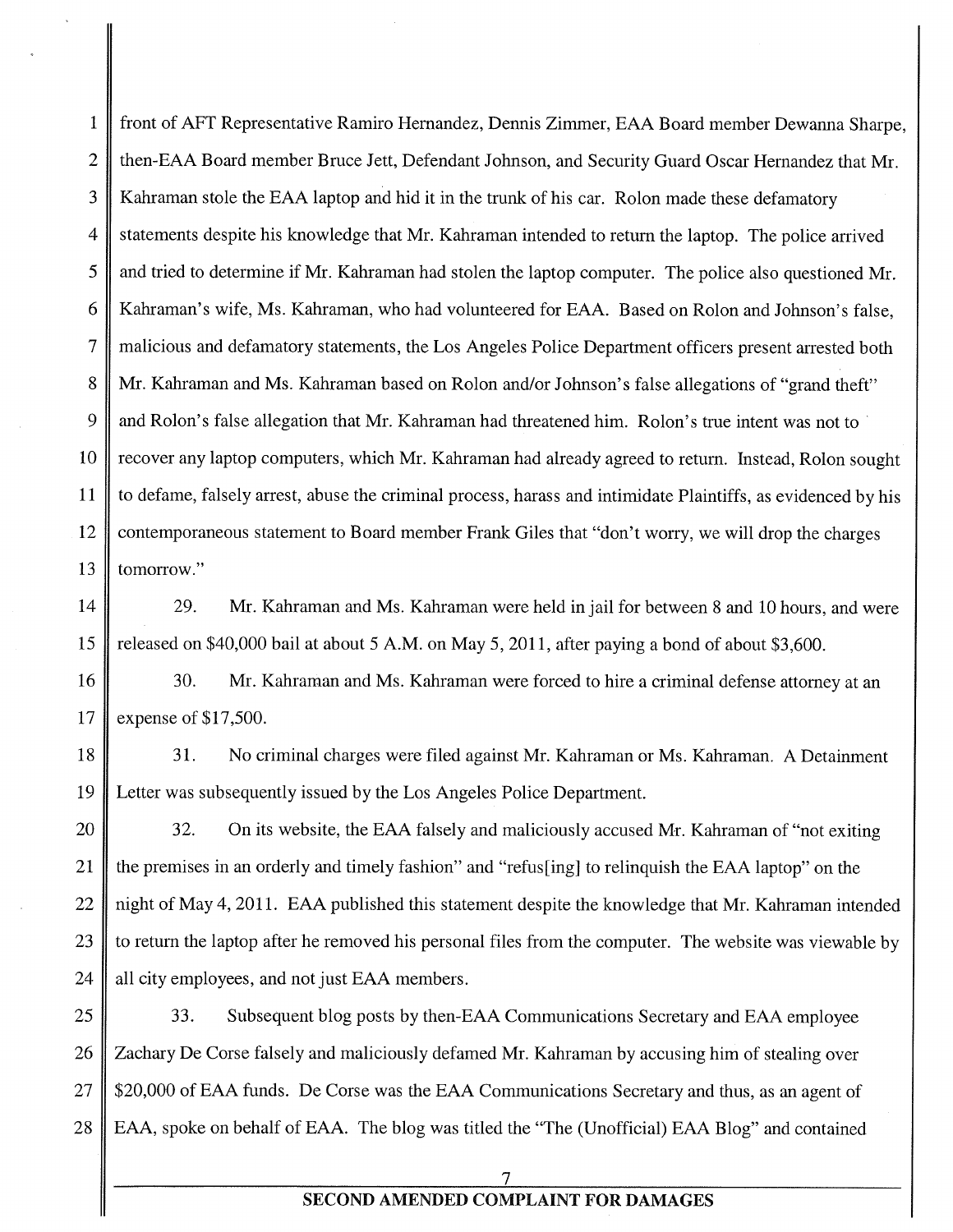front of AFT Representative Ramiro Hernandez, Dennis Zimmer, EAA Board member Dewanna Sharpe, then-EAA Board member Bruce Jett, Defendant Johnson, and Security Guard Oscar Hernandez that Mr. Kahraman stole the EAA laptop and hid it in the trunk of his car. Rolon made these defamatory statements despite his knowledge that Mr. Kahraman intended to return the laptop. The police arrived and tried to determine if Mr. Kahraman had stolen the laptop computer. The police also questioned Mr. Kahraman's wife, Ms. Kahraman, who had volunteered for EAA. Based on Rolon and Johnson's false, malicious and defamatory statements, the Los Angeles Police Department officers present arrested both Mr. Kahraman and Ms. Kahraman based on Rolon and/or Johnson's false allegations of "grand theft" and Rolon's false allegation that Mr. Kahraman had threatened him. Rolon's true intent was not to recover any laptop computers, which Mr. Kahraman had already agreed to return. Instead, Rolon sought to defame, falsely arrest, abuse the criminal process, harass and intimidate Plaintiffs, as evidenced by his contemporaneous statement to Board member Frank Giles that "don't worry, we will drop the charges tomorrow."

29. Mr. Kahraman and Ms. Kahraman were held in jail for between 8 and 10 hours, and were released on $40,000 bail at about 5 A.M. on May 5, 2011, after paying a bond of about $3,600.

30. Mr. Kahraman and Ms. Kahraman were forced to hire a criminal defense attorney at an expense of $17,500.

31. No criminal charges were filed against Mr. Kahraman or Ms. Kahraman. A Detainment Letter was subsequently issued by the Los Angeles Police Department.

32. On its website, the EAA falsely and maliciously accused Mr. Kahraman of "not exiting the premises in an orderly and timely fashion" and "refus[ing] to relinquish the EAA laptop" on the night of May 4, 2011. EAA published this statement despite the knowledge that Mr. Kahraman intended to return the laptop after he removed his personal files from the computer. The website was viewable by all city employees, and not just EAA members.

33. Subsequent blog posts by then-EAA Communications Secretary and EAA employee Zachary De Corse falsely and maliciously defamed Mr. Kahraman by accusing him of stealing over $20,000 of EAA funds. De Corse was the EAA Communications Secretary and thus, as an agent of EAA, spoke on behalf of EAA. The blog was titled the "The (Unofficial) EAA Blog" and contained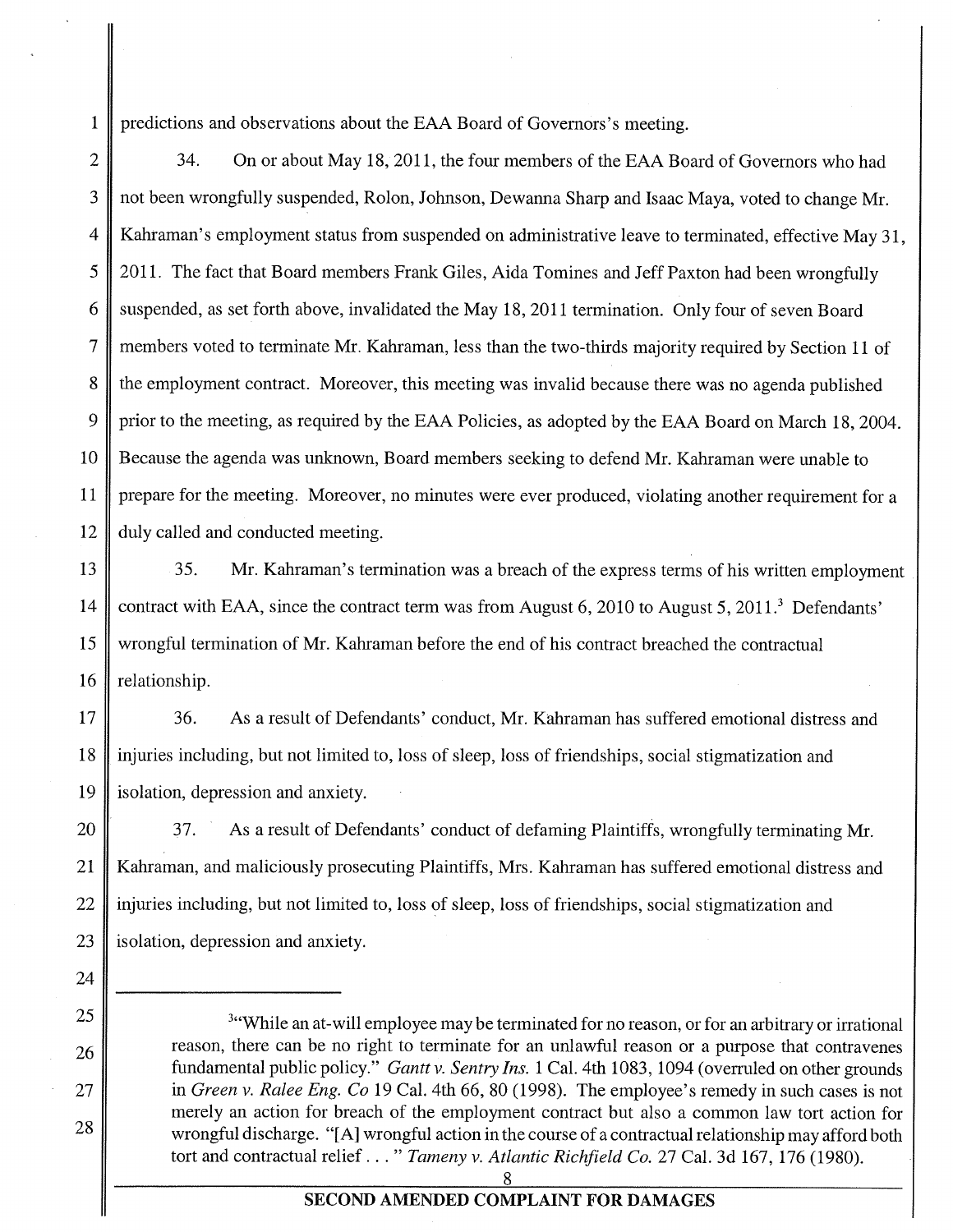predictions and observations about the EAA Board of Governors's meeting.

34. On or about May 18, 2011, the four members of the EAA Board of Governors who had not been wrongfully suspended, Rolon, Johnson, Dewanna Sharp and Isaac Maya, voted to change Mr. Kahraman's employment status from suspended on administrative leave to terminated, effective May 31, 2011. The fact that Board members Frank Giles, Aida Tomines and Jeff Paxton had been wrongfully suspended, as set forth above, invalidated the May 18, 2011 termination. Only four of seven Board members voted to terminate Mr. Kahraman, less than the two-thirds majority required by Section 11 of the employment contract. Moreover, this meeting was invalid because there was no agenda published prior to the meeting, as required by the EAA Policies, as adopted by the EAA Board on March 18, 2004. Because the agenda was unknown, Board members seeking to defend Mr. Kahraman were unable to prepare for the meeting. Moreover, no minutes were ever produced, violating another requirement for a duly called and conducted meeting.

35. Mr. Kahraman's termination was a breach of the express terms of his written employment contract with EAA, since the contract term was from August 6, 2010 to August 5, 2011.[3] Defendants' wrongful termination of Mr. Kahraman before the end of his contract breached the contractual relationship.

36. As a result of Defendants' conduct, Mr. Kahraman has suffered emotional distress and injuries including, but not limited to, loss of sleep, loss of friendships, social stigmatization and isolation, depression and anxiety.

37. As a result of Defendants' conduct of defaming Plaintiffs, wrongfully terminating Mr. Kahraman, and maliciously prosecuting Plaintiffs, Mrs. Kahraman has suffered emotional distress and injuries including, but not limited to, loss of sleep, loss of friendships, social stigmatization and isolation, depression and anxiety.

---

[3] "While an at-will employee may be terminated for no reason, or for an arbitrary or irrational reason, there can be no right to terminate for an unlawful reason or a purpose that contravenes fundamental public policy." *Gantt v. Sentry Ins.* 1 Cal. 4th 1083, 1094 (overruled on other grounds in *Green v. Ralee Eng. Co* 19 Cal. 4th 66, 80 (1998). The employee's remedy in such cases is not merely an action for breach of the employment contract but also a common law tort action for wrongful discharge. "[A] wrongful action in the course of a contractual relationship may afford both tort and contractual relief . . . " *Tameny v. Atlantic Richfield Co.* 27 Cal. 3d 167, 176 (1980).

**SECOND AMENDED COMPLAINT FOR DAMAGES**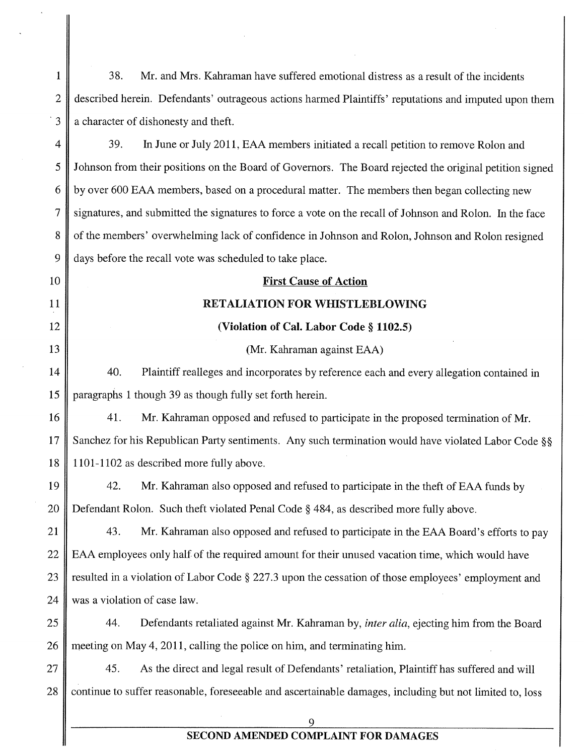38. Mr. and Mrs. Kahraman have suffered emotional distress as a result of the incidents described herein. Defendants' outrageous actions harmed Plaintiffs' reputations and imputed upon them a character of dishonesty and theft.

39. In June or July 2011, EAA members initiated a recall petition to remove Rolon and Johnson from their positions on the Board of Governors. The Board rejected the original petition signed by over 600 EAA members, based on a procedural matter. The members then began collecting new signatures, and submitted the signatures to force a vote on the recall of Johnson and Rolon. In the face of the members' overwhelming lack of confidence in Johnson and Rolon, Johnson and Rolon resigned days before the recall vote was scheduled to take place.

**First Cause of Action**

**RETALIATION FOR WHISTLEBLOWING**

**(Violation of Cal. Labor Code § 1102.5)**

(Mr. Kahraman against EAA)

40. Plaintiff realleges and incorporates by reference each and every allegation contained in paragraphs 1 though 39 as though fully set forth herein.

41. Mr. Kahraman opposed and refused to participate in the proposed termination of Mr. Sanchez for his Republican Party sentiments. Any such termination would have violated Labor Code §§ 1101-1102 as described more fully above.

42. Mr. Kahraman also opposed and refused to participate in the theft of EAA funds by Defendant Rolon. Such theft violated Penal Code § 484, as described more fully above.

43. Mr. Kahraman also opposed and refused to participate in the EAA Board's efforts to pay EAA employees only half of the required amount for their unused vacation time, which would have resulted in a violation of Labor Code § 227.3 upon the cessation of those employees' employment and was a violation of case law.

44. Defendants retaliated against Mr. Kahraman by, *inter alia*, ejecting him from the Board meeting on May 4, 2011, calling the police on him, and terminating him.

45. As the direct and legal result of Defendants' retaliation, Plaintiff has suffered and will continue to suffer reasonable, foreseeable and ascertainable damages, including but not limited to, loss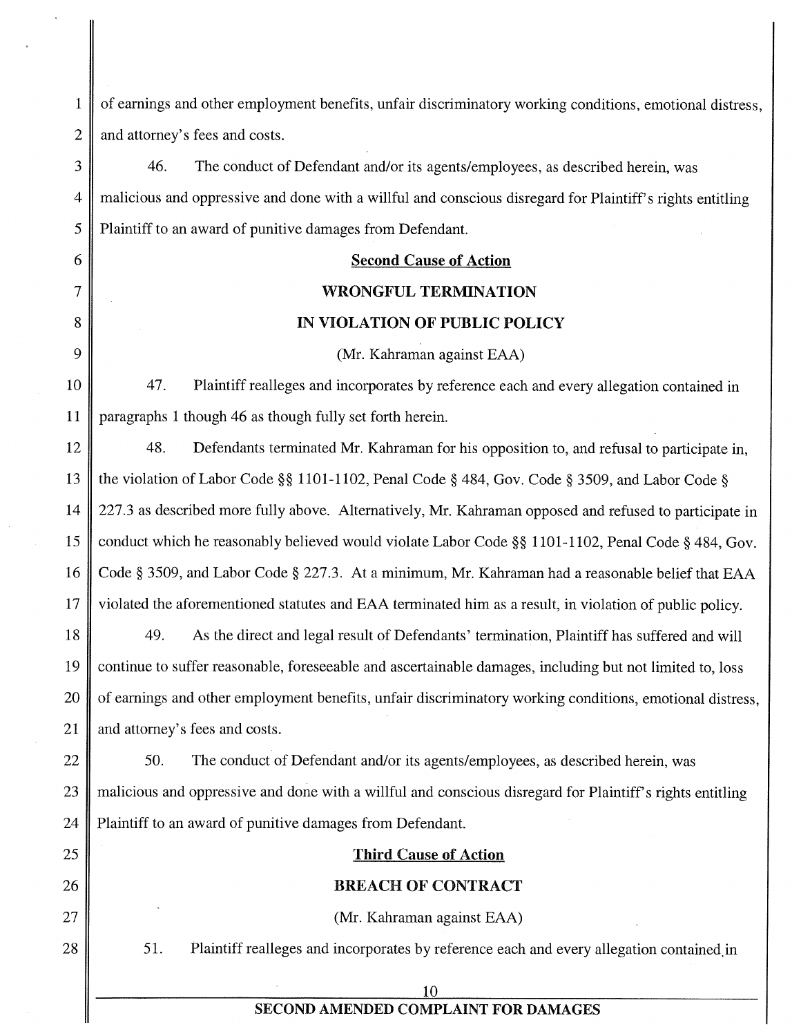of earnings and other employment benefits, unfair discriminatory working conditions, emotional distress, and attorney's fees and costs.

46. The conduct of Defendant and/or its agents/employees, as described herein, was malicious and oppressive and done with a willful and conscious disregard for Plaintiff's rights entitling Plaintiff to an award of punitive damages from Defendant.

**Second Cause of Action**

**WRONGFUL TERMINATION**

**IN VIOLATION OF PUBLIC POLICY**

(Mr. Kahraman against EAA)

47. Plaintiff realleges and incorporates by reference each and every allegation contained in paragraphs 1 though 46 as though fully set forth herein.

48. Defendants terminated Mr. Kahraman for his opposition to, and refusal to participate in, the violation of Labor Code §§ 1101-1102, Penal Code § 484, Gov. Code § 3509, and Labor Code § 227.3 as described more fully above. Alternatively, Mr. Kahraman opposed and refused to participate in conduct which he reasonably believed would violate Labor Code §§ 1101-1102, Penal Code § 484, Gov. Code § 3509, and Labor Code § 227.3. At a minimum, Mr. Kahraman had a reasonable belief that EAA violated the aforementioned statutes and EAA terminated him as a result, in violation of public policy.

49. As the direct and legal result of Defendants' termination, Plaintiff has suffered and will continue to suffer reasonable, foreseeable and ascertainable damages, including but not limited to, loss of earnings and other employment benefits, unfair discriminatory working conditions, emotional distress, and attorney's fees and costs.

50. The conduct of Defendant and/or its agents/employees, as described herein, was malicious and oppressive and done with a willful and conscious disregard for Plaintiff's rights entitling Plaintiff to an award of punitive damages from Defendant.

**Third Cause of Action**

**BREACH OF CONTRACT**

(Mr. Kahraman against EAA)

51. Plaintiff realleges and incorporates by reference each and every allegation contained in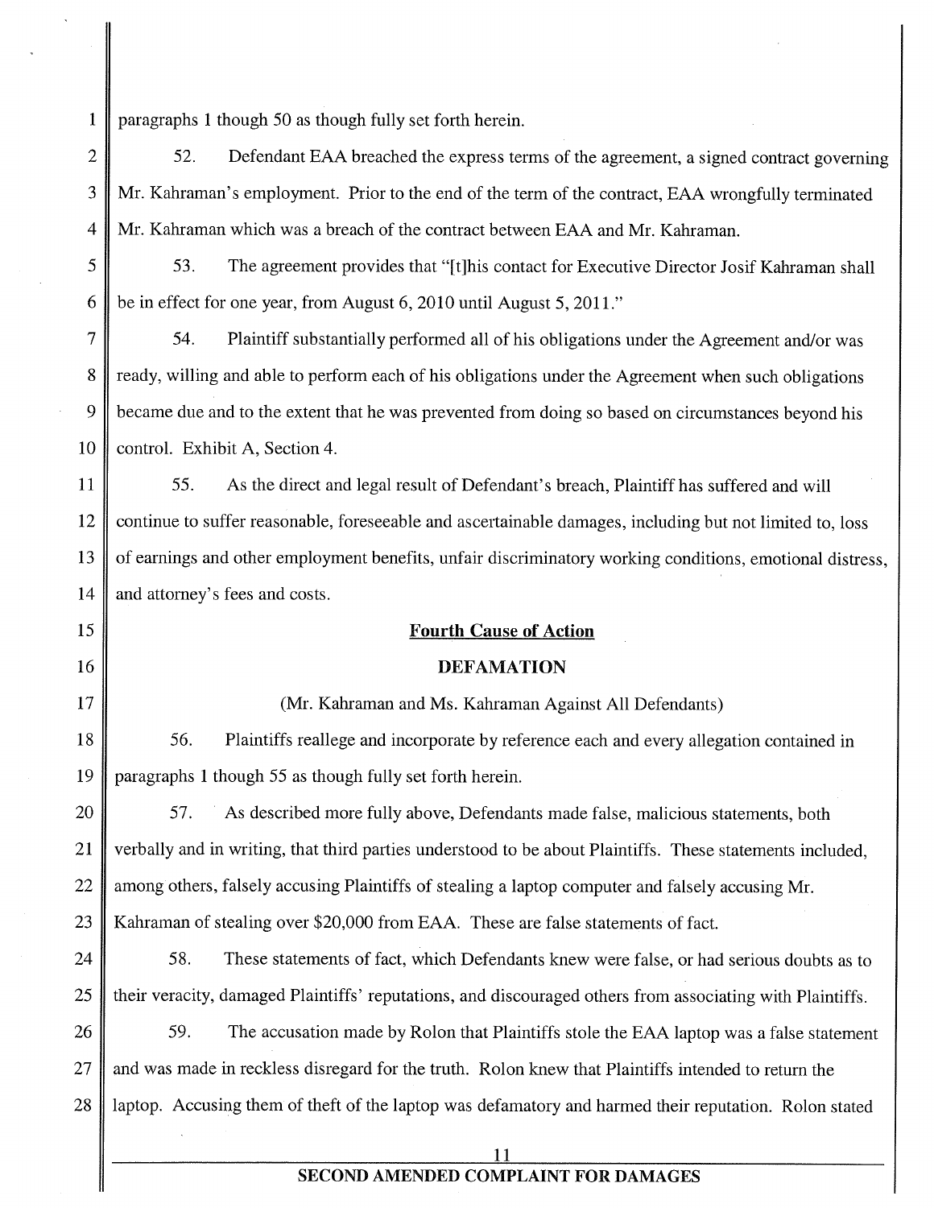paragraphs 1 though 50 as though fully set forth herein.

52. Defendant EAA breached the express terms of the agreement, a signed contract governing Mr. Kahraman's employment. Prior to the end of the term of the contract, EAA wrongfully terminated Mr. Kahraman which was a breach of the contract between EAA and Mr. Kahraman.

53. The agreement provides that "[t]his contact for Executive Director Josif Kahraman shall be in effect for one year, from August 6, 2010 until August 5, 2011."

54. Plaintiff substantially performed all of his obligations under the Agreement and/or was ready, willing and able to perform each of his obligations under the Agreement when such obligations became due and to the extent that he was prevented from doing so based on circumstances beyond his control. Exhibit A, Section 4.

55. As the direct and legal result of Defendant's breach, Plaintiff has suffered and will continue to suffer reasonable, foreseeable and ascertainable damages, including but not limited to, loss of earnings and other employment benefits, unfair discriminatory working conditions, emotional distress, and attorney's fees and costs.

## Fourth Cause of Action

## DEFAMATION

(Mr. Kahraman and Ms. Kahraman Against All Defendants)

56. Plaintiffs reallege and incorporate by reference each and every allegation contained in paragraphs 1 though 55 as though fully set forth herein.

57. As described more fully above, Defendants made false, malicious statements, both verbally and in writing, that third parties understood to be about Plaintiffs. These statements included, among others, falsely accusing Plaintiffs of stealing a laptop computer and falsely accusing Mr. Kahraman of stealing over $20,000 from EAA. These are false statements of fact.

58. These statements of fact, which Defendants knew were false, or had serious doubts as to their veracity, damaged Plaintiffs' reputations, and discouraged others from associating with Plaintiffs.

59. The accusation made by Rolon that Plaintiffs stole the EAA laptop was a false statement and was made in reckless disregard for the truth. Rolon knew that Plaintiffs intended to return the laptop. Accusing them of theft of the laptop was defamatory and harmed their reputation. Rolon stated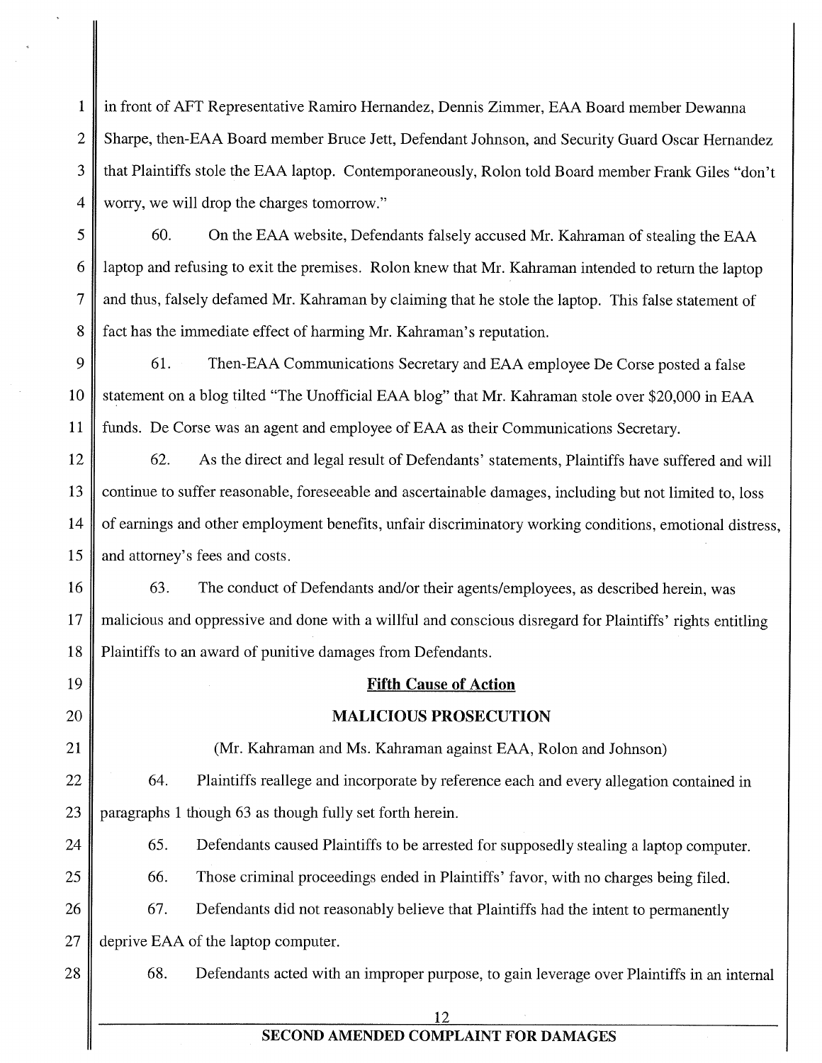in front of AFT Representative Ramiro Hernandez, Dennis Zimmer, EAA Board member Dewanna Sharpe, then-EAA Board member Bruce Jett, Defendant Johnson, and Security Guard Oscar Hernandez that Plaintiffs stole the EAA laptop. Contemporaneously, Rolon told Board member Frank Giles "don't worry, we will drop the charges tomorrow."

60. On the EAA website, Defendants falsely accused Mr. Kahraman of stealing the EAA laptop and refusing to exit the premises. Rolon knew that Mr. Kahraman intended to return the laptop and thus, falsely defamed Mr. Kahraman by claiming that he stole the laptop. This false statement of fact has the immediate effect of harming Mr. Kahraman's reputation.

61. Then-EAA Communications Secretary and EAA employee De Corse posted a false statement on a blog tilted "The Unofficial EAA blog" that Mr. Kahraman stole over $20,000 in EAA funds. De Corse was an agent and employee of EAA as their Communications Secretary.

62. As the direct and legal result of Defendants' statements, Plaintiffs have suffered and will continue to suffer reasonable, foreseeable and ascertainable damages, including but not limited to, loss of earnings and other employment benefits, unfair discriminatory working conditions, emotional distress, and attorney's fees and costs.

63. The conduct of Defendants and/or their agents/employees, as described herein, was malicious and oppressive and done with a willful and conscious disregard for Plaintiffs' rights entitling Plaintiffs to an award of punitive damages from Defendants.

## Fifth Cause of Action

## MALICIOUS PROSECUTION

(Mr. Kahraman and Ms. Kahraman against EAA, Rolon and Johnson)

64. Plaintiffs reallege and incorporate by reference each and every allegation contained in paragraphs 1 though 63 as though fully set forth herein.

65. Defendants caused Plaintiffs to be arrested for supposedly stealing a laptop computer.

66. Those criminal proceedings ended in Plaintiffs' favor, with no charges being filed.

67. Defendants did not reasonably believe that Plaintiffs had the intent to permanently deprive EAA of the laptop computer.

68. Defendants acted with an improper purpose, to gain leverage over Plaintiffs in an internal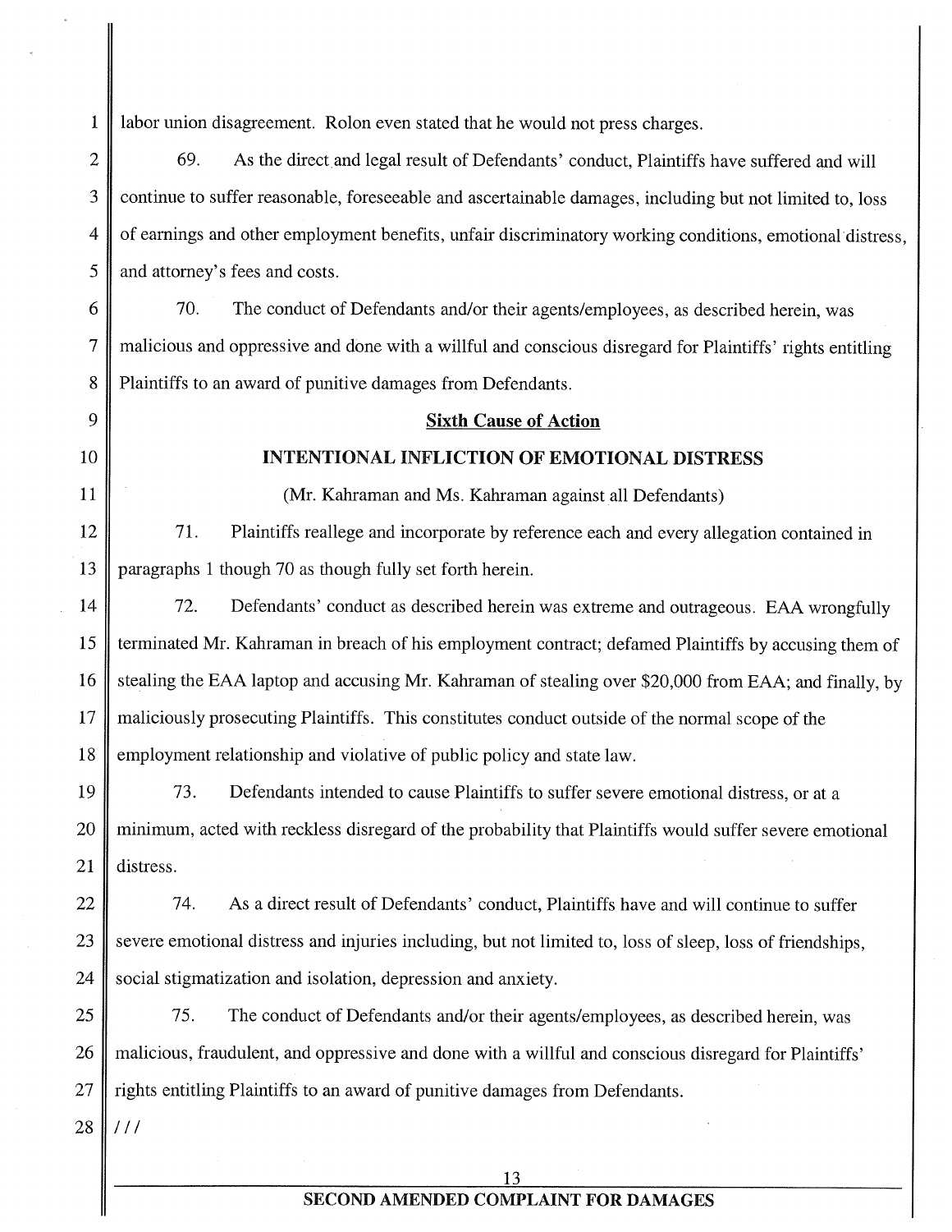labor union disagreement. Rolon even stated that he would not press charges.

69. As the direct and legal result of Defendants' conduct, Plaintiffs have suffered and will continue to suffer reasonable, foreseeable and ascertainable damages, including but not limited to, loss of earnings and other employment benefits, unfair discriminatory working conditions, emotional distress, and attorney's fees and costs.

70. The conduct of Defendants and/or their agents/employees, as described herein, was malicious and oppressive and done with a willful and conscious disregard for Plaintiffs' rights entitling Plaintiffs to an award of punitive damages from Defendants.

**Sixth Cause of Action**

**INTENTIONAL INFLICTION OF EMOTIONAL DISTRESS**

(Mr. Kahraman and Ms. Kahraman against all Defendants)

71. Plaintiffs reallege and incorporate by reference each and every allegation contained in paragraphs 1 though 70 as though fully set forth herein.

72. Defendants' conduct as described herein was extreme and outrageous. EAA wrongfully terminated Mr. Kahraman in breach of his employment contract; defamed Plaintiffs by accusing them of stealing the EAA laptop and accusing Mr. Kahraman of stealing over $20,000 from EAA; and finally, by maliciously prosecuting Plaintiffs. This constitutes conduct outside of the normal scope of the employment relationship and violative of public policy and state law.

73. Defendants intended to cause Plaintiffs to suffer severe emotional distress, or at a minimum, acted with reckless disregard of the probability that Plaintiffs would suffer severe emotional distress.

74. As a direct result of Defendants' conduct, Plaintiffs have and will continue to suffer severe emotional distress and injuries including, but not limited to, loss of sleep, loss of friendships, social stigmatization and isolation, depression and anxiety.

75. The conduct of Defendants and/or their agents/employees, as described herein, was malicious, fraudulent, and oppressive and done with a willful and conscious disregard for Plaintiffs' rights entitling Plaintiffs to an award of punitive damages from Defendants.

///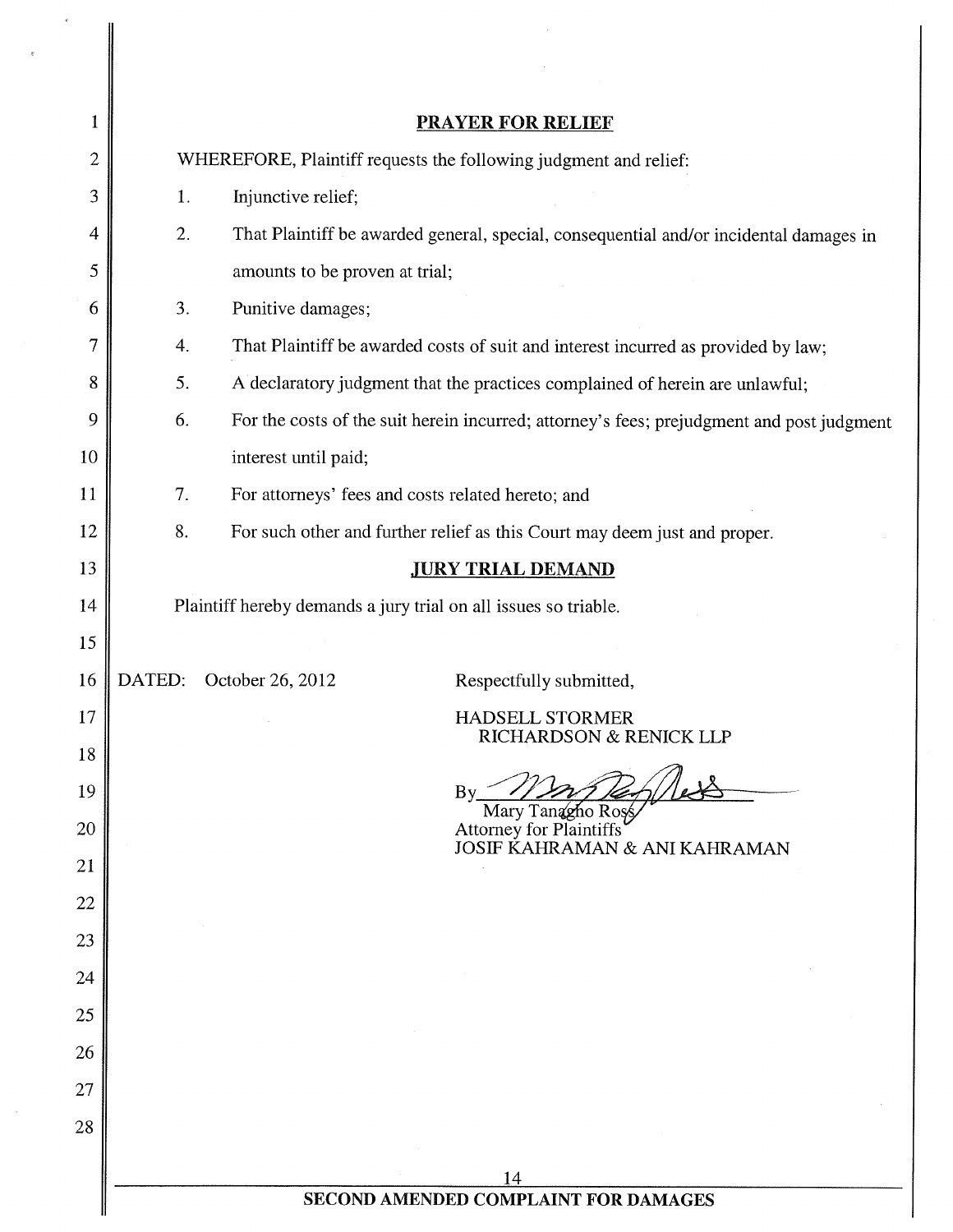## PRAYER FOR RELIEF

WHEREFORE, Plaintiff requests the following judgment and relief:

1. Injunctive relief;
2. That Plaintiff be awarded general, special, consequential and/or incidental damages in amounts to be proven at trial;
3. Punitive damages;
4. That Plaintiff be awarded costs of suit and interest incurred as provided by law;
5. A declaratory judgment that the practices complained of herein are unlawful;
6. For the costs of the suit herein incurred; attorney's fees; prejudgment and post judgment interest until paid;
7. For attorneys' fees and costs related hereto; and
8. For such other and further relief as this Court may deem just and proper.

## JURY TRIAL DEMAND

Plaintiff hereby demands a jury trial on all issues so triable.

DATED: October 26, 2012

Respectfully submitted,

HADSELL STORMER
RICHARDSON & RENICK LLP

By ______________________
Mary Tanagho Ross
Attorney for Plaintiffs
JOSIF KAHRAMAN & ANI KAHRAMAN

SECOND AMENDED COMPLAINT FOR DAMAGES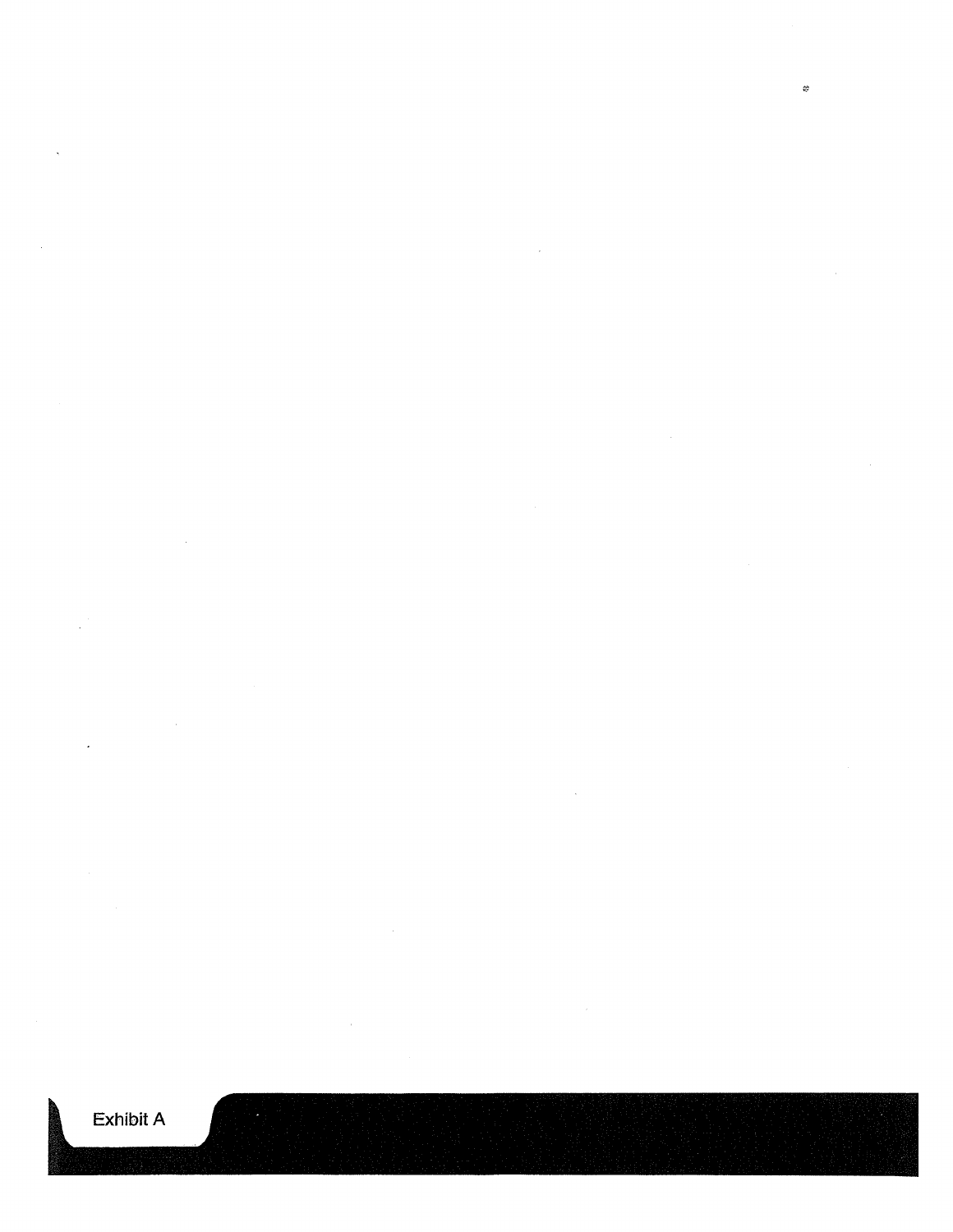Exhibit A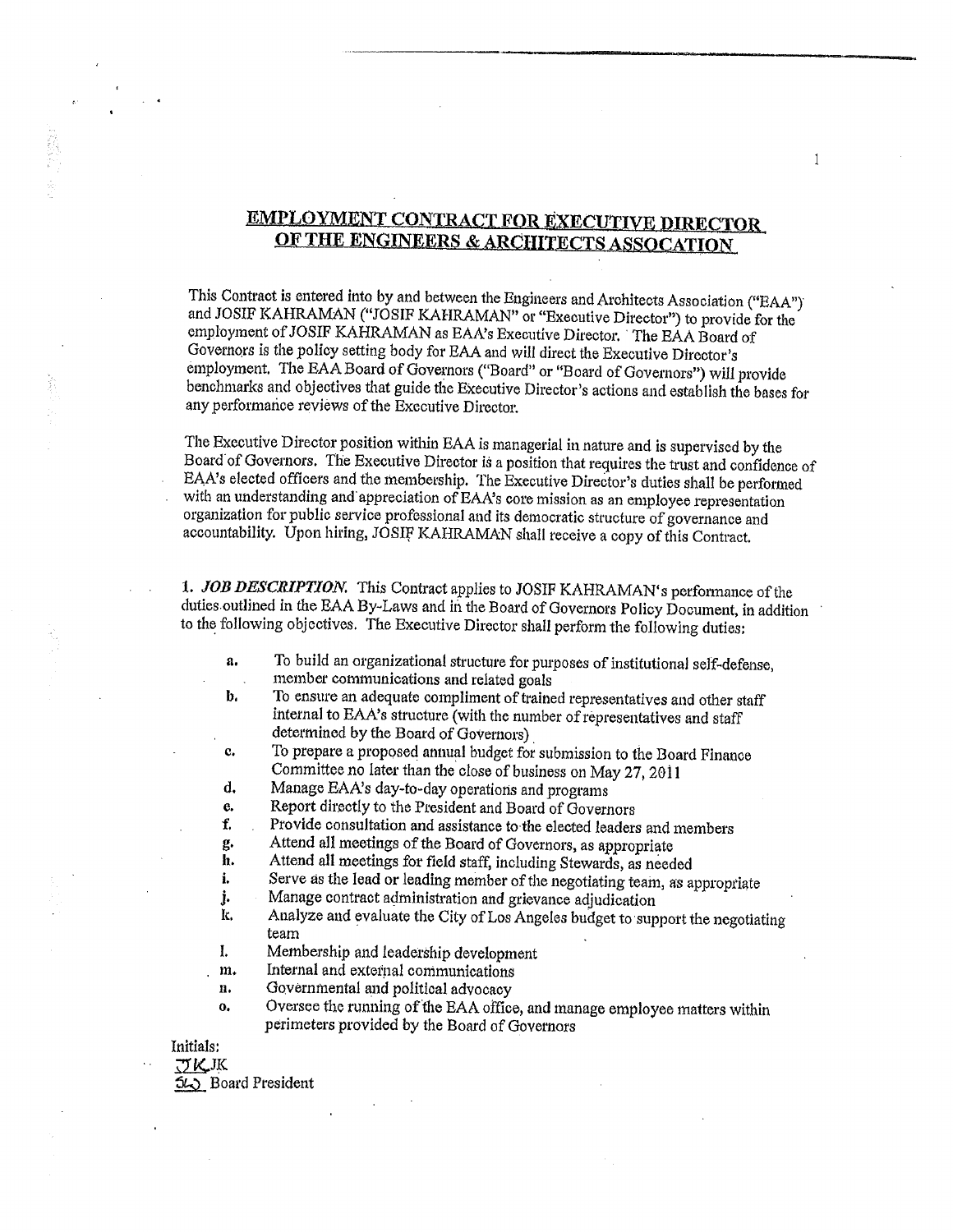## EMPLOYMENT CONTRACT FOR EXECUTIVE DIRECTOR OF THE ENGINEERS & ARCHITECTS ASSOCATION

This Contract is entered into by and between the Engineers and Architects Association ("EAA") and JOSIF KAHRAMAN ("JOSIF KAHRAMAN" or "Executive Director") to provide for the employment of JOSIF KAHRAMAN as EAA's Executive Director. The EAA Board of Governors is the policy setting body for EAA and will direct the Executive Director's employment. The EAA Board of Governors ("Board" or "Board of Governors") will provide benchmarks and objectives that guide the Executive Director's actions and establish the bases for any performance reviews of the Executive Director.

The Executive Director position within EAA is managerial in nature and is supervised by the Board of Governors. The Executive Director is a position that requires the trust and confidence of EAA's elected officers and the membership. The Executive Director's duties shall be performed with an understanding and appreciation of EAA's core mission as an employee representation organization for public service professional and its democratic structure of governance and accountability. Upon hiring, JOSIF KAHRAMAN shall receive a copy of this Contract.

1. ***JOB DESCRIPTION.*** This Contract applies to JOSIF KAHRAMAN's performance of the duties outlined in the EAA By-Laws and in the Board of Governors Policy Document, in addition to the following objectives. The Executive Director shall perform the following duties:

- a. To build an organizational structure for purposes of institutional self-defense, member communications and related goals
- b. To ensure an adequate compliment of trained representatives and other staff internal to EAA's structure (with the number of representatives and staff determined by the Board of Governors)
- c. To prepare a proposed annual budget for submission to the Board Finance Committee no later than the close of business on May 27, 2011
- d. Manage EAA's day-to-day operations and programs
- e. Report directly to the President and Board of Governors
- f. Provide consultation and assistance to the elected leaders and members
- g. Attend all meetings of the Board of Governors, as appropriate
- h. Attend all meetings for field staff, including Stewards, as needed
- i. Serve as the lead or leading member of the negotiating team, as appropriate
- j. Manage contract administration and grievance adjudication
- k. Analyze and evaluate the City of Los Angeles budget to support the negotiating team
- l. Membership and leadership development
- m. Internal and external communications
- n. Governmental and political advocacy
- o. Oversee the running of the EAA office, and manage employee matters within perimeters provided by the Board of Governors

Initials:
JK JK
SD Board President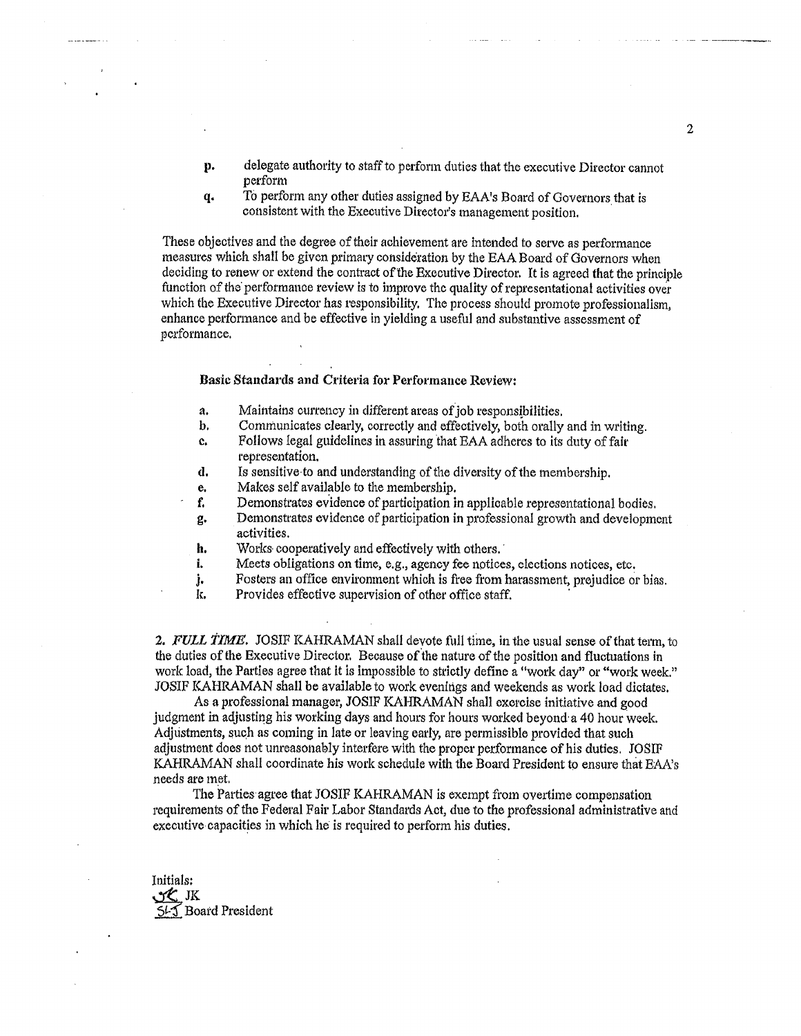p. delegate authority to staff to perform duties that the executive Director cannot perform

q. To perform any other duties assigned by EAA's Board of Governors that is consistent with the Executive Director's management position.

These objectives and the degree of their achievement are intended to serve as performance measures which shall be given primary consideration by the EAA Board of Governors when deciding to renew or extend the contract of the Executive Director. It is agreed that the principle function of the performance review is to improve the quality of representational activities over which the Executive Director has responsibility. The process should promote professionalism, enhance performance and be effective in yielding a useful and substantive assessment of performance.

**Basic Standards and Criteria for Performance Review:**

a. Maintains currency in different areas of job responsibilities.

b. Communicates clearly, correctly and effectively, both orally and in writing.

c. Follows legal guidelines in assuring that EAA adheres to its duty of fair representation.

d. Is sensitive to and understanding of the diversity of the membership.

e. Makes self available to the membership.

f. Demonstrates evidence of participation in applicable representational bodies.

g. Demonstrates evidence of participation in professional growth and development activities.

h. Works cooperatively and effectively with others.

i. Meets obligations on time, e.g., agency fee notices, elections notices, etc.

j. Fosters an office environment which is free from harassment, prejudice or bias.

k. Provides effective supervision of other office staff.

2. *FULL TIME.* JOSIF KAHRAMAN shall devote full time, in the usual sense of that term, to the duties of the Executive Director. Because of the nature of the position and fluctuations in work load, the Parties agree that it is impossible to strictly define a "work day" or "work week." JOSIF KAHRAMAN shall be available to work evenings and weekends as work load dictates.

As a professional manager, JOSIF KAHRAMAN shall exercise initiative and good judgment in adjusting his working days and hours for hours worked beyond a 40 hour week. Adjustments, such as coming in late or leaving early, are permissible provided that such adjustment does not unreasonably interfere with the proper performance of his duties. JOSIF KAHRAMAN shall coordinate his work schedule with the Board President to ensure that EAA's needs are met.

The Parties agree that JOSIF KAHRAMAN is exempt from overtime compensation requirements of the Federal Fair Labor Standards Act, due to the professional administrative and executive capacities in which he is required to perform his duties.

Initials:
JK JK
SLJ Board President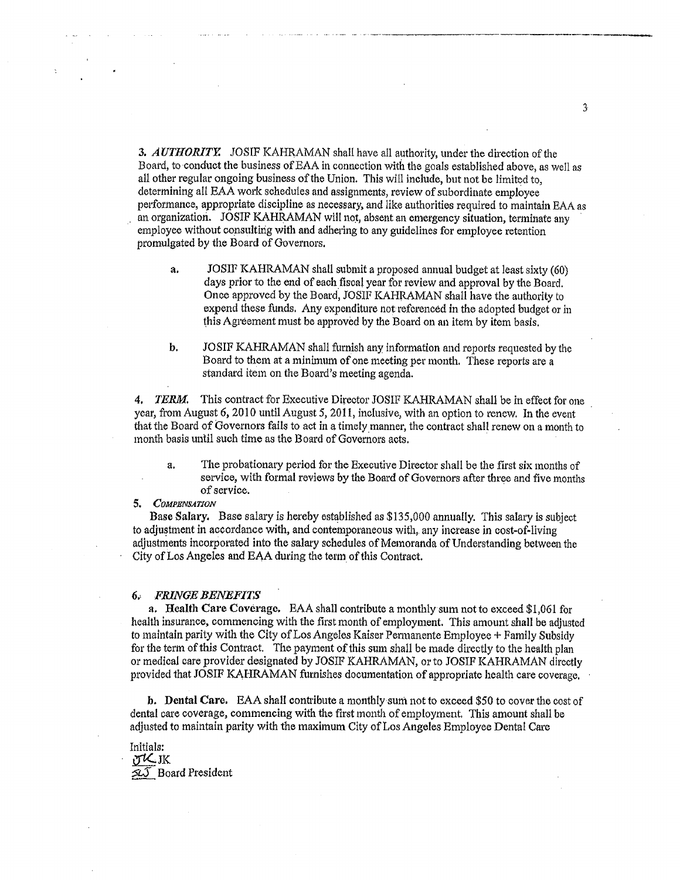3. ***AUTHORITY.*** JOSIF KAHRAMAN shall have all authority, under the direction of the Board, to conduct the business of EAA in connection with the goals established above, as well as all other regular ongoing business of the Union. This will include, but not be limited to, determining all EAA work schedules and assignments, review of subordinate employee performance, appropriate discipline as necessary, and like authorities required to maintain EAA as an organization. JOSIF KAHRAMAN will not, absent an emergency situation, terminate any employee without consulting with and adhering to any guidelines for employee retention promulgated by the Board of Governors.

   a. JOSIF KAHRAMAN shall submit a proposed annual budget at least sixty (60) days prior to the end of each fiscal year for review and approval by the Board. Once approved by the Board, JOSIF KAHRAMAN shall have the authority to expend these funds. Any expenditure not referenced in the adopted budget or in this Agreement must be approved by the Board on an item by item basis.

   b. JOSIF KAHRAMAN shall furnish any information and reports requested by the Board to them at a minimum of one meeting per month. These reports are a standard item on the Board's meeting agenda.

4. ***TERM.*** This contract for Executive Director JOSIF KAHRAMAN shall be in effect for one year, from August 6, 2010 until August 5, 2011, inclusive, with an option to renew. In the event that the Board of Governors fails to act in a timely manner, the contract shall renew on a month to month basis until such time as the Board of Governors acts.

   a. The probationary period for the Executive Director shall be the first six months of service, with formal reviews by the Board of Governors after three and five months of service.

5. ***COMPENSATION***

**Base Salary.** Base salary is hereby established as $135,000 annually. This salary is subject to adjustment in accordance with, and contemporaneous with, any increase in cost-of-living adjustments incorporated into the salary schedules of Memoranda of Understanding between the City of Los Angeles and EAA during the term of this Contract.

6. ***FRINGE BENEFITS***

a. **Health Care Coverage.** EAA shall contribute a monthly sum not to exceed $1,061 for health insurance, commencing with the first month of employment. This amount shall be adjusted to maintain parity with the City of Los Angeles Kaiser Permanente Employee + Family Subsidy for the term of this Contract. The payment of this sum shall be made directly to the health plan or medical care provider designated by JOSIF KAHRAMAN, or to JOSIF KAHRAMAN directly provided that JOSIF KAHRAMAN furnishes documentation of appropriate health care coverage.

b. **Dental Care.** EAA shall contribute a monthly sum not to exceed $50 to cover the cost of dental care coverage, commencing with the first month of employment. This amount shall be adjusted to maintain parity with the maximum City of Los Angeles Employee Dental Care

Initials:
JK JK
SLJ Board President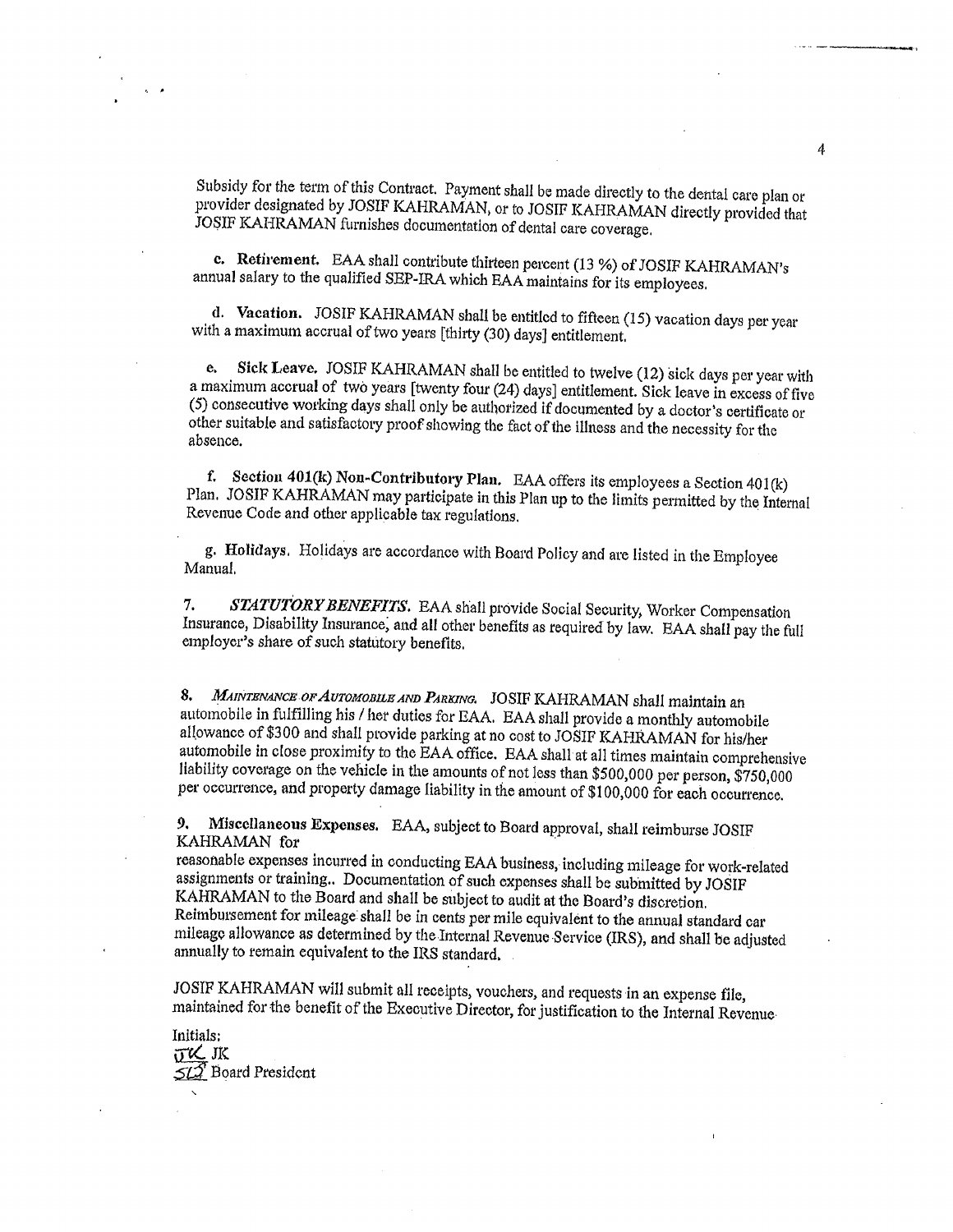Subsidy for the term of this Contract. Payment shall be made directly to the dental care plan or provider designated by JOSIF KAHRAMAN, or to JOSIF KAHRAMAN directly provided that JOSIF KAHRAMAN furnishes documentation of dental care coverage.

**c. Retirement.** EAA shall contribute thirteen percent (13 %) of JOSIF KAHRAMAN's annual salary to the qualified SEP-IRA which EAA maintains for its employees.

**d. Vacation.** JOSIF KAHRAMAN shall be entitled to fifteen (15) vacation days per year with a maximum accrual of two years [thirty (30) days] entitlement.

**e. Sick Leave.** JOSIF KAHRAMAN shall be entitled to twelve (12) sick days per year with a maximum accrual of two years [twenty four (24) days] entitlement. Sick leave in excess of five (5) consecutive working days shall only be authorized if documented by a doctor's certificate or other suitable and satisfactory proof showing the fact of the illness and the necessity for the absence.

**f. Section 401(k) Non-Contributory Plan.** EAA offers its employees a Section 401(k) Plan. JOSIF KAHRAMAN may participate in this Plan up to the limits permitted by the Internal Revenue Code and other applicable tax regulations.

**g. Holidays.** Holidays are accordance with Board Policy and are listed in the Employee Manual.

**7.** ***STATUTORY BENEFITS.*** EAA shall provide Social Security, Worker Compensation Insurance, Disability Insurance, and all other benefits as required by law. EAA shall pay the full employer's share of such statutory benefits.

**8.** *MAINTENANCE OF AUTOMOBILE AND PARKING.* JOSIF KAHRAMAN shall maintain an automobile in fulfilling his / her duties for EAA. EAA shall provide a monthly automobile allowance of $300 and shall provide parking at no cost to JOSIF KAHRAMAN for his/her automobile in close proximity to the EAA office. EAA shall at all times maintain comprehensive liability coverage on the vehicle in the amounts of not less than $500,000 per person, $750,000 per occurrence, and property damage liability in the amount of $100,000 for each occurrence.

**9. Miscellaneous Expenses.** EAA, subject to Board approval, shall reimburse JOSIF KAHRAMAN for
reasonable expenses incurred in conducting EAA business, including mileage for work-related assignments or training.. Documentation of such expenses shall be submitted by JOSIF KAHRAMAN to the Board and shall be subject to audit at the Board's discretion. Reimbursement for mileage shall be in cents per mile equivalent to the annual standard car mileage allowance as determined by the Internal Revenue Service (IRS), and shall be adjusted annually to remain equivalent to the IRS standard.

JOSIF KAHRAMAN will submit all receipts, vouchers, and requests in an expense file, maintained for the benefit of the Executive Director, for justification to the Internal Revenue

Initials:
JK JK
SLS Board President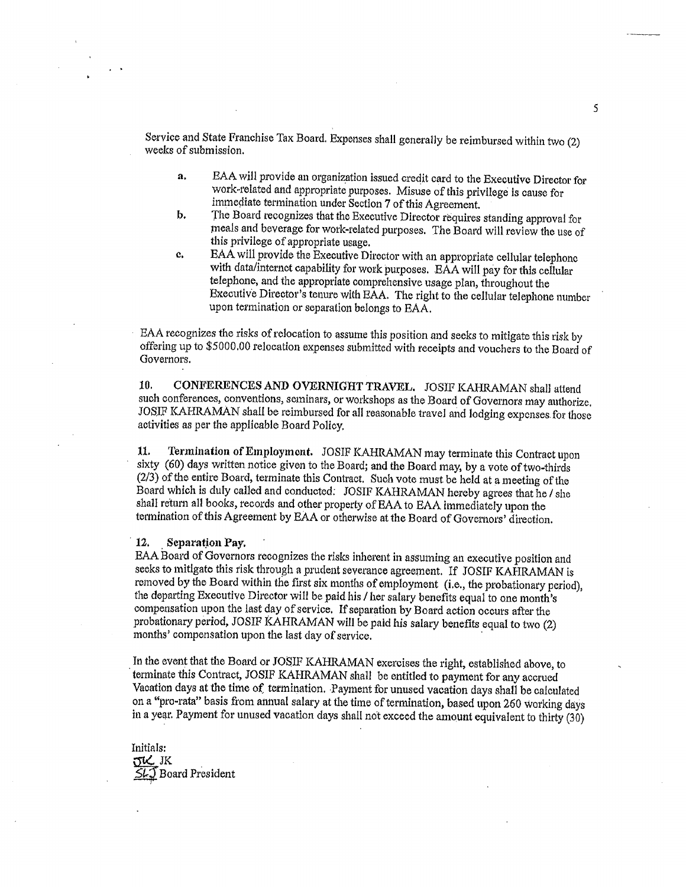Service and State Franchise Tax Board. Expenses shall generally be reimbursed within two (2) weeks of submission.

a. EAA will provide an organization issued credit card to the Executive Director for work-related and appropriate purposes. Misuse of this privilege is cause for immediate termination under Section 7 of this Agreement.

b. The Board recognizes that the Executive Director requires standing approval for meals and beverage for work-related purposes. The Board will review the use of this privilege of appropriate usage.

c. EAA will provide the Executive Director with an appropriate cellular telephone with data/internet capability for work purposes. EAA will pay for this cellular telephone, and the appropriate comprehensive usage plan, throughout the Executive Director's tenure with EAA. The right to the cellular telephone number upon termination or separation belongs to EAA.

EAA recognizes the risks of relocation to assume this position and seeks to mitigate this risk by offering up to $5000.00 relocation expenses submitted with receipts and vouchers to the Board of Governors.

**10. CONFERENCES AND OVERNIGHT TRAVEL.** JOSIF KAHRAMAN shall attend such conferences, conventions, seminars, or workshops as the Board of Governors may authorize. JOSIF KAHRAMAN shall be reimbursed for all reasonable travel and lodging expenses for those activities as per the applicable Board Policy.

**11. Termination of Employment.** JOSIF KAHRAMAN may terminate this Contract upon sixty (60) days written notice given to the Board; and the Board may, by a vote of two-thirds (2/3) of the entire Board, terminate this Contract. Such vote must be held at a meeting of the Board which is duly called and conducted. JOSIF KAHRAMAN hereby agrees that he / she shall return all books, records and other property of EAA to EAA immediately upon the termination of this Agreement by EAA or otherwise at the Board of Governors' direction.

**12. Separation Pay.**

EAA Board of Governors recognizes the risks inherent in assuming an executive position and seeks to mitigate this risk through a prudent severance agreement. If JOSIF KAHRAMAN is removed by the Board within the first six months of employment (i.e., the probationary period), the departing Executive Director will be paid his / her salary benefits equal to one month's compensation upon the last day of service. If separation by Board action occurs after the probationary period, JOSIF KAHRAMAN will be paid his salary benefits equal to two (2) months' compensation upon the last day of service.

In the event that the Board or JOSIF KAHRAMAN exercises the right, established above, to terminate this Contract, JOSIF KAHRAMAN shall be entitled to payment for any accrued Vacation days at the time of termination. Payment for unused vacation days shall be calculated on a "pro-rata" basis from annual salary at the time of termination, based upon 260 working days in a year. Payment for unused vacation days shall not exceed the amount equivalent to thirty (30)

Initials:
JK JK
SLJ Board President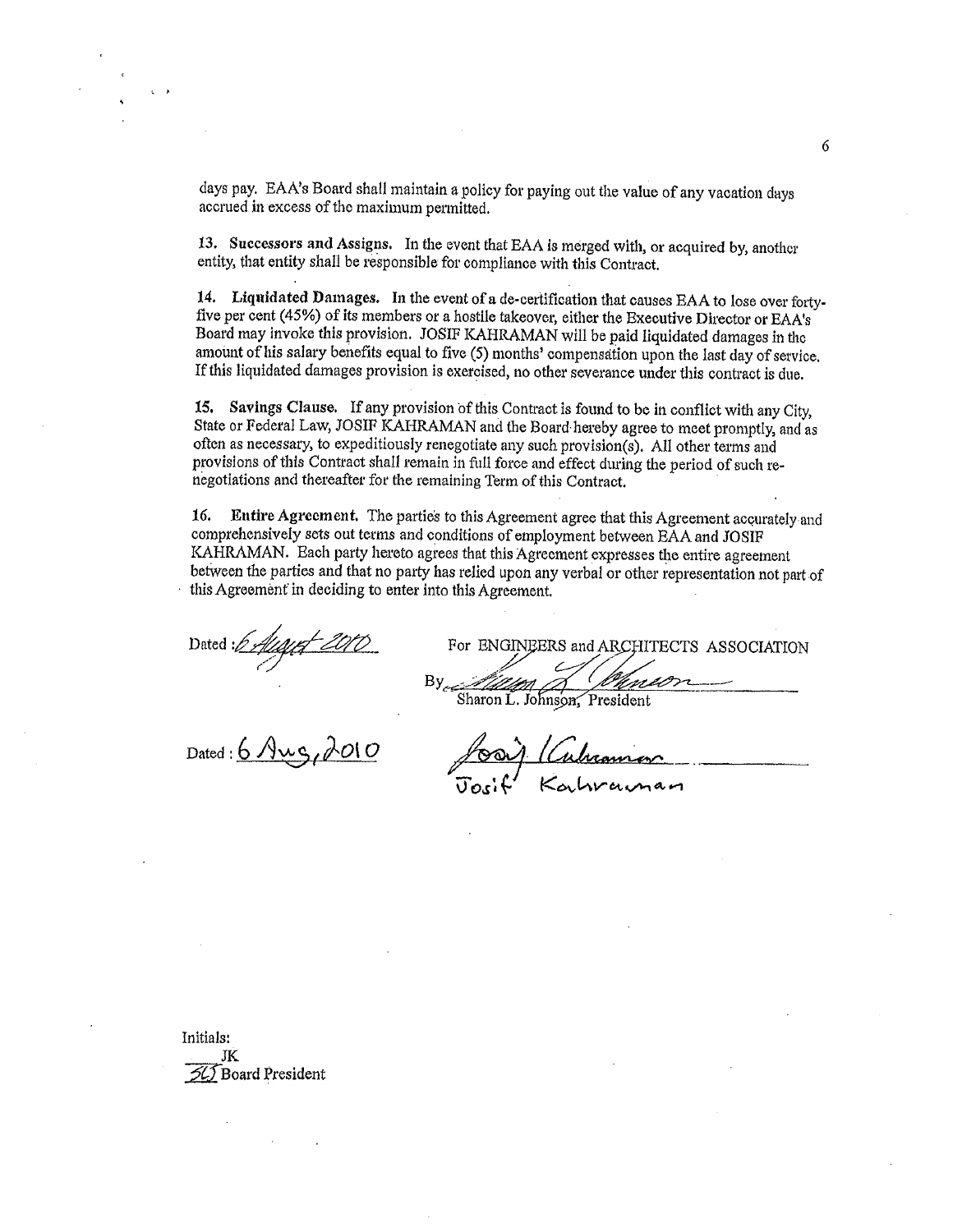days pay. EAA's Board shall maintain a policy for paying out the value of any vacation days accrued in excess of the maximum permitted.

**13. Successors and Assigns.** In the event that EAA is merged with, or acquired by, another entity, that entity shall be responsible for compliance with this Contract.

**14. Liquidated Damages.** In the event of a de-certification that causes EAA to lose over forty-five per cent (45%) of its members or a hostile takeover, either the Executive Director or EAA's Board may invoke this provision. JOSIF KAHRAMAN will be paid liquidated damages in the amount of his salary benefits equal to five (5) months' compensation upon the last day of service. If this liquidated damages provision is exercised, no other severance under this contract is due.

**15. Savings Clause.** If any provision of this Contract is found to be in conflict with any City, State or Federal Law, JOSIF KAHRAMAN and the Board hereby agree to meet promptly, and as often as necessary, to expeditiously renegotiate any such provision(s). All other terms and provisions of this Contract shall remain in full force and effect during the period of such re-negotiations and thereafter for the remaining Term of this Contract.

**16. Entire Agreement.** The parties to this Agreement agree that this Agreement accurately and comprehensively sets out terms and conditions of employment between EAA and JOSIF KAHRAMAN. Each party hereto agrees that this Agreement expresses the entire agreement between the parties and that no party has relied upon any verbal or other representation not part of this Agreement in deciding to enter into this Agreement.

Dated: 6 August 2010

For ENGINEERS and ARCHITECTS ASSOCIATION

By ______________________
Sharon L. Johnson, President

Dated: 6 Aug, 2010

______________________
Josif Kahraman

Initials:
____ JK
SLJ Board President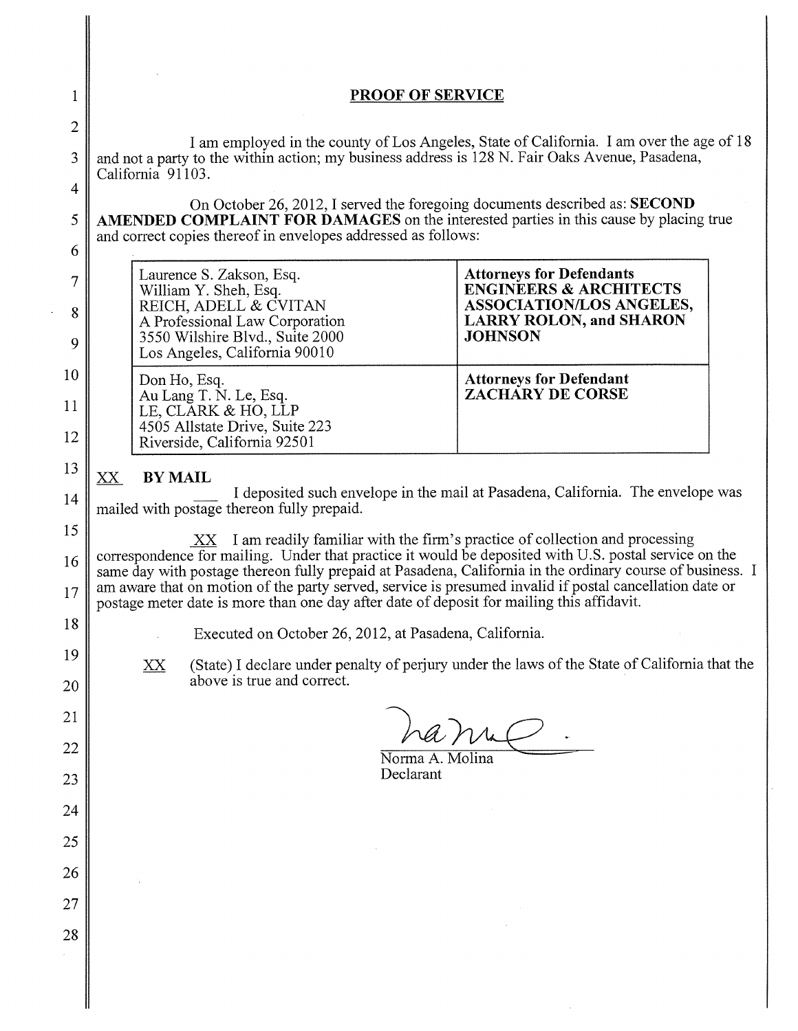## PROOF OF SERVICE

I am employed in the county of Los Angeles, State of California. I am over the age of 18 and not a party to the within action; my business address is 128 N. Fair Oaks Avenue, Pasadena, California 91103.

On October 26, 2012, I served the foregoing documents described as: **SECOND AMENDED COMPLAINT FOR DAMAGES** on the interested parties in this cause by placing true and correct copies thereof in envelopes addressed as follows:

| | |
|---|---|
| Laurence S. Zakson, Esq.<br>William Y. Sheh, Esq.<br>REICH, ADELL & CVITAN<br>A Professional Law Corporation<br>3550 Wilshire Blvd., Suite 2000<br>Los Angeles, California 90010 | **Attorneys for Defendants ENGINEERS & ARCHITECTS ASSOCIATION/LOS ANGELES, LARRY ROLON, and SHARON JOHNSON** |
| Don Ho, Esq.<br>Au Lang T. N. Le, Esq.<br>LE, CLARK & HO, LLP<br>4505 Allstate Drive, Suite 223<br>Riverside, California 92501 | **Attorneys for Defendant ZACHARY DE CORSE** |

XX **BY MAIL**

___ I deposited such envelope in the mail at Pasadena, California. The envelope was mailed with postage thereon fully prepaid.

XX I am readily familiar with the firm's practice of collection and processing correspondence for mailing. Under that practice it would be deposited with U.S. postal service on the same day with postage thereon fully prepaid at Pasadena, California in the ordinary course of business. I am aware that on motion of the party served, service is presumed invalid if postal cancellation date or postage meter date is more than one day after date of deposit for mailing this affidavit.

Executed on October 26, 2012, at Pasadena, California.

XX (State) I declare under penalty of perjury under the laws of the State of California that the above is true and correct.

Norma A. Molina
Declarant